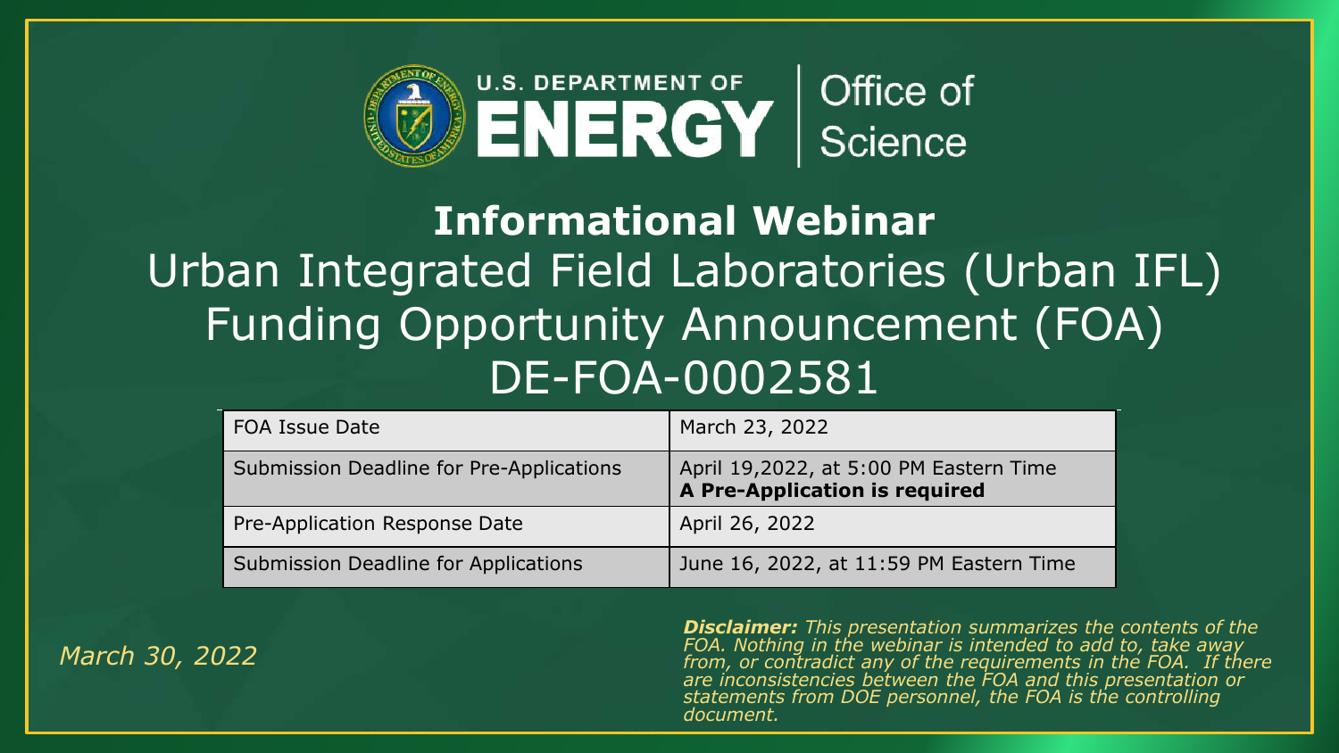U.S. DEPARTMENT OF ENERGY | Office of Science

# Informational Webinar

## Urban Integrated Field Laboratories (Urban IFL) Funding Opportunity Announcement (FOA) DE-FOA-0002581

| | |
|---|---|
| FOA Issue Date | March 23, 2022 |
| Submission Deadline for Pre-Applications | April 19,2022, at 5:00 PM Eastern Time **A Pre-Application is required** |
| Pre-Application Response Date | April 26, 2022 |
| Submission Deadline for Applications | June 16, 2022, at 11:59 PM Eastern Time |

*March 30, 2022*

***Disclaimer:*** *This presentation summarizes the contents of the FOA. Nothing in the webinar is intended to add to, take away from, or contradict any of the requirements in the FOA. If there are inconsistencies between the FOA and this presentation or statements from DOE personnel, the FOA is the controlling document.*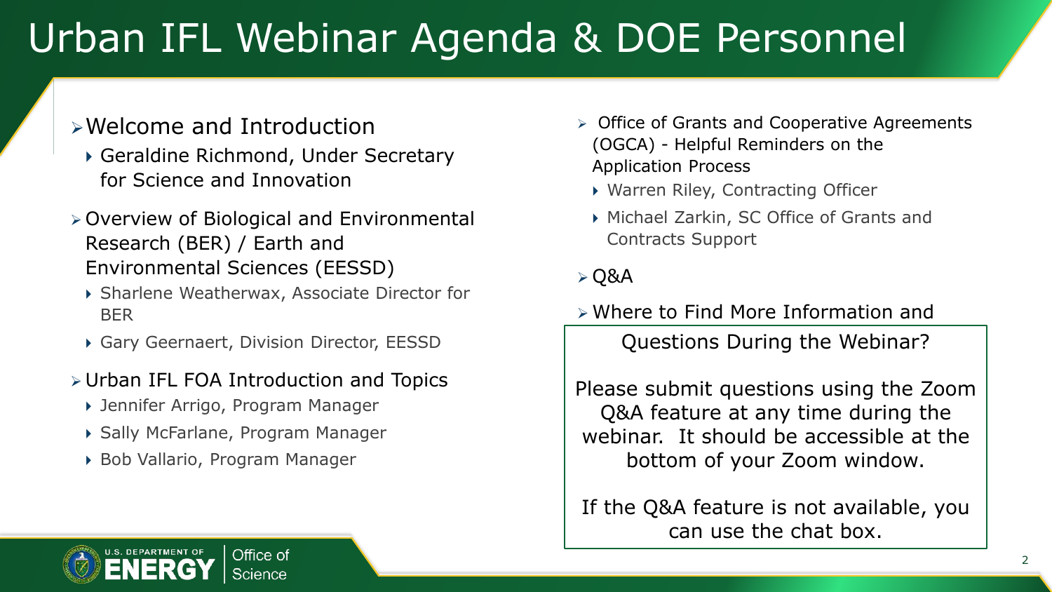# Urban IFL Webinar Agenda & DOE Personnel

- Welcome and Introduction
  - Geraldine Richmond, Under Secretary for Science and Innovation
- Overview of Biological and Environmental Research (BER) / Earth and Environmental Sciences (EESSD)
  - Sharlene Weatherwax, Associate Director for BER
  - Gary Geernaert, Division Director, EESSD
- Urban IFL FOA Introduction and Topics
  - Jennifer Arrigo, Program Manager
  - Sally McFarlane, Program Manager
  - Bob Vallario, Program Manager
- Office of Grants and Cooperative Agreements (OGCA) - Helpful Reminders on the Application Process
  - Warren Riley, Contracting Officer
  - Michael Zarkin, SC Office of Grants and Contracts Support
- Q&A
- Where to Find More Information and

Questions During the Webinar?

Please submit questions using the Zoom Q&A feature at any time during the webinar. It should be accessible at the bottom of your Zoom window.

If the Q&A feature is not available, you can use the chat box.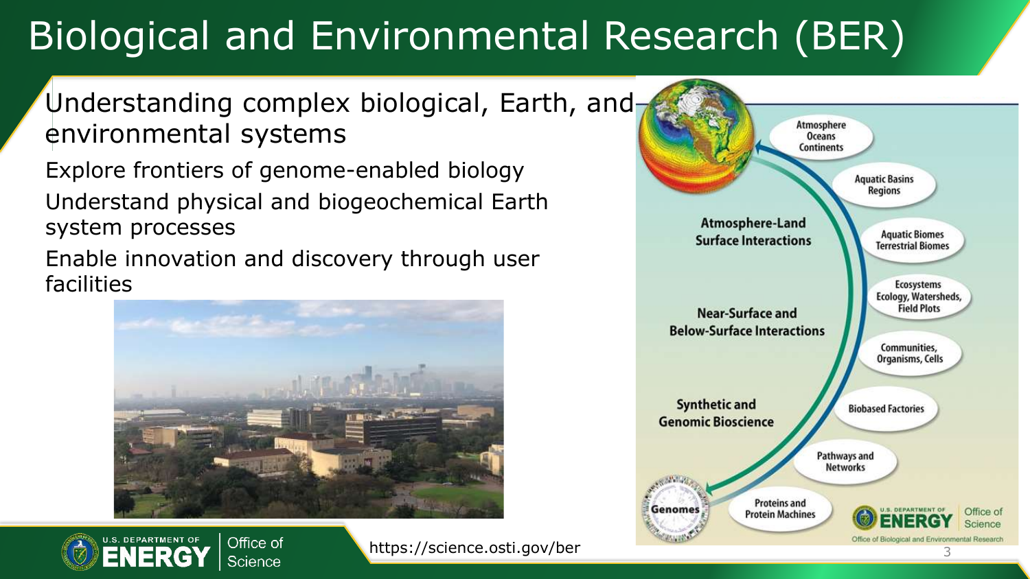# Biological and Environmental Research (BER)

Understanding complex biological, Earth, and environmental systems

- Explore frontiers of genome-enabled biology
- Understand physical and biogeochemical Earth system processes
- Enable innovation and discovery through user facilities

Atmosphere Oceans Continents

Aquatic Basins Regions

Atmosphere-Land Surface Interactions

Aquatic Biomes Terrestrial Biomes

Ecosystems Ecology, Watersheds, Field Plots

Near-Surface and Below-Surface Interactions

Communities, Organisms, Cells

Synthetic and Genomic Bioscience

Biobased Factories

Pathways and Networks

Genomes

Proteins and Protein Machines

Office of Biological and Environmental Research

https://science.osti.gov/ber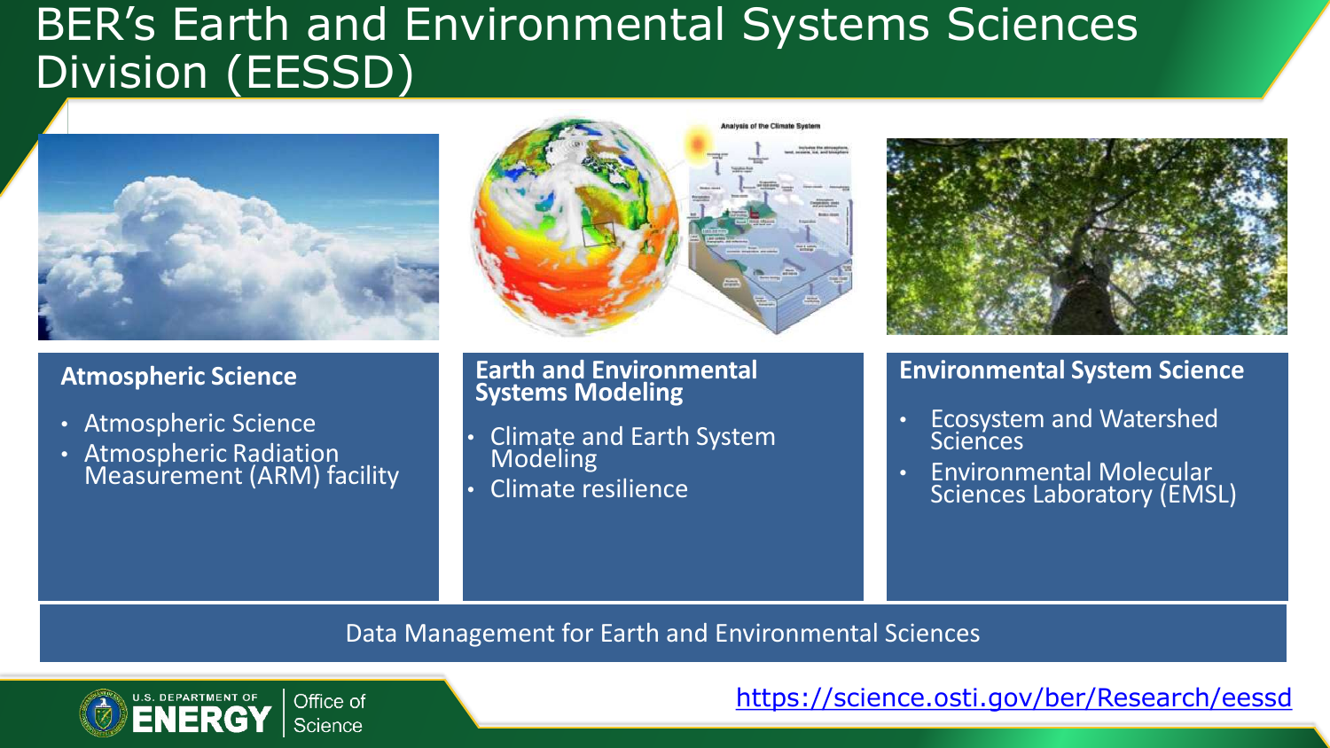# BER's Earth and Environmental Systems Sciences Division (EESSD)

### Atmospheric Science

- Atmospheric Science
- Atmospheric Radiation Measurement (ARM) facility

### Earth and Environmental Systems Modeling

- Climate and Earth System Modeling
- Climate resilience

### Environmental System Science

- Ecosystem and Watershed Sciences
- Environmental Molecular Sciences Laboratory (EMSL)

Data Management for Earth and Environmental Sciences

https://science.osti.gov/ber/Research/eessd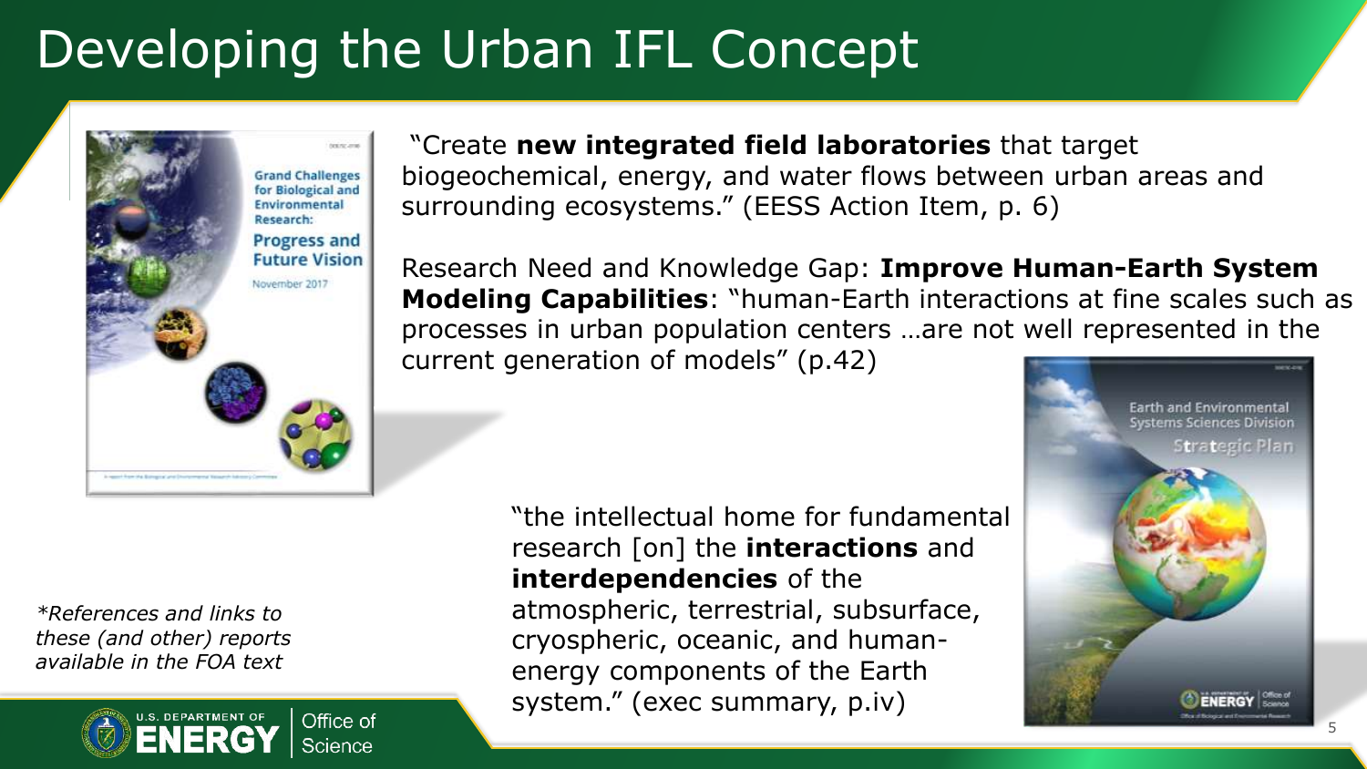# Developing the Urban IFL Concept

"Create **new integrated field laboratories** that target biogeochemical, energy, and water flows between urban areas and surrounding ecosystems." (EESS Action Item, p. 6)

Research Need and Knowledge Gap: **Improve Human-Earth System Modeling Capabilities**: "human-Earth interactions at fine scales such as processes in urban population centers …are not well represented in the current generation of models" (p.42)

"the intellectual home for fundamental research [on] the **interactions** and **interdependencies** of the atmospheric, terrestrial, subsurface, cryospheric, oceanic, and human-energy components of the Earth system." (exec summary, p.iv)

*\*References and links to these (and other) reports available in the FOA text*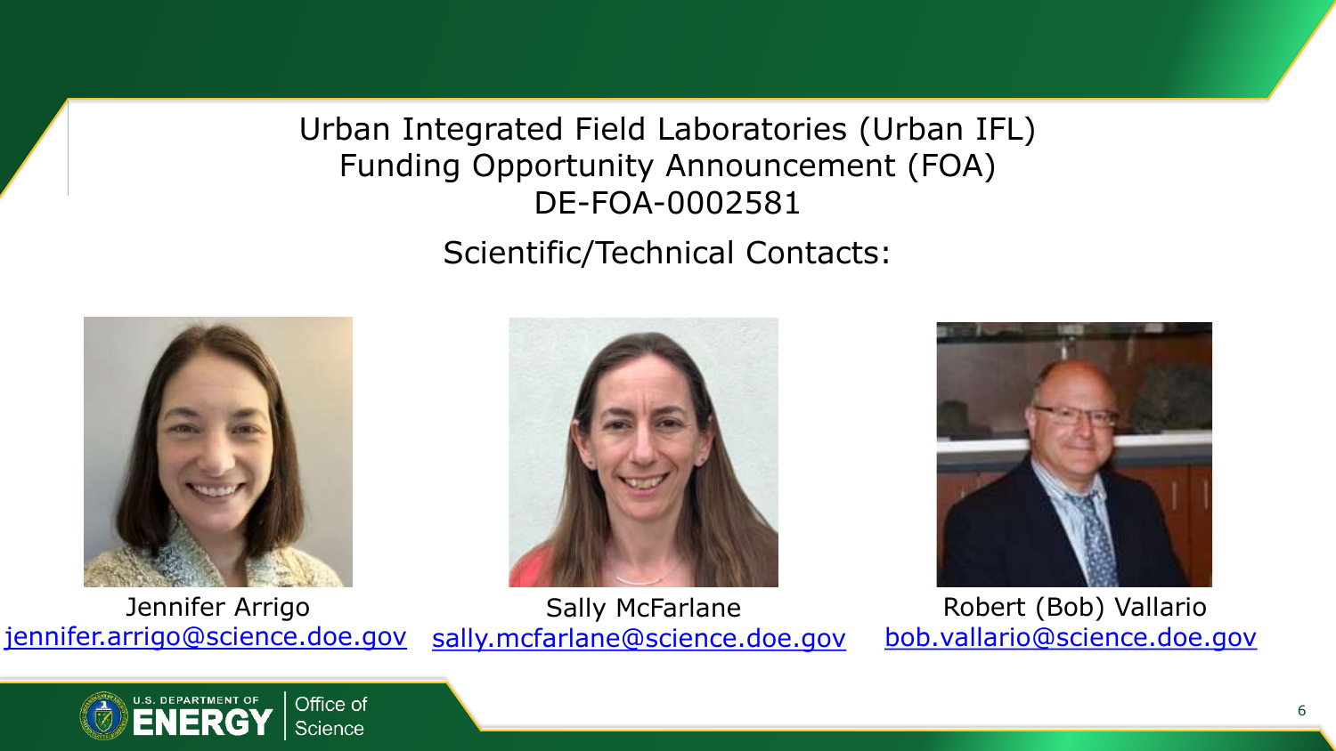# Urban Integrated Field Laboratories (Urban IFL) Funding Opportunity Announcement (FOA) DE-FOA-0002581

## Scientific/Technical Contacts:

Jennifer Arrigo
jennifer.arrigo@science.doe.gov

Sally McFarlane
sally.mcfarlane@science.doe.gov

Robert (Bob) Vallario
bob.vallario@science.doe.gov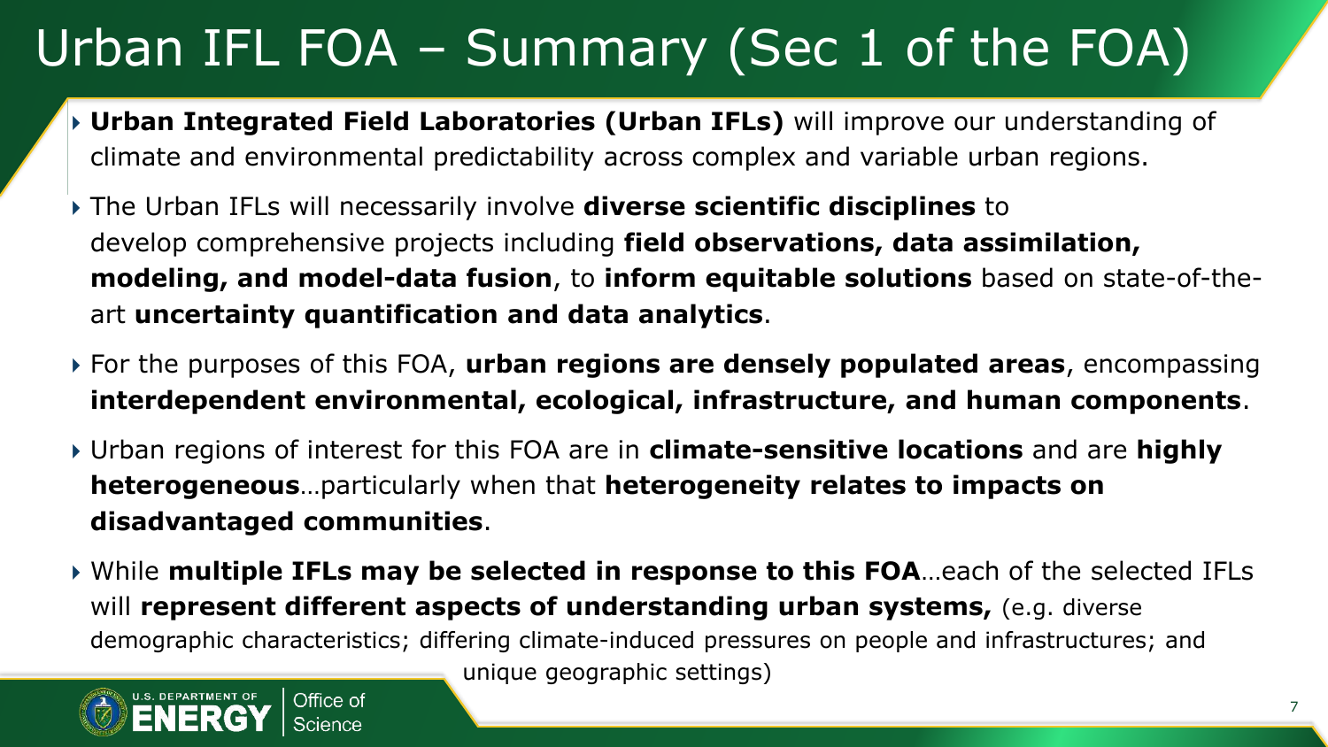# Urban IFL FOA – Summary (Sec 1 of the FOA)

- **Urban Integrated Field Laboratories (Urban IFLs)** will improve our understanding of climate and environmental predictability across complex and variable urban regions.
- The Urban IFLs will necessarily involve **diverse scientific disciplines** to develop comprehensive projects including **field observations, data assimilation, modeling, and model-data fusion**, to **inform equitable solutions** based on state-of-the-art **uncertainty quantification and data analytics**.
- For the purposes of this FOA, **urban regions are densely populated areas**, encompassing **interdependent environmental, ecological, infrastructure, and human components**.
- Urban regions of interest for this FOA are in **climate-sensitive locations** and are **highly heterogeneous**…particularly when that **heterogeneity relates to impacts on disadvantaged communities**.
- While **multiple IFLs may be selected in response to this FOA**…each of the selected IFLs will **represent different aspects of understanding urban systems,** (e.g. diverse demographic characteristics; differing climate-induced pressures on people and infrastructures; and unique geographic settings)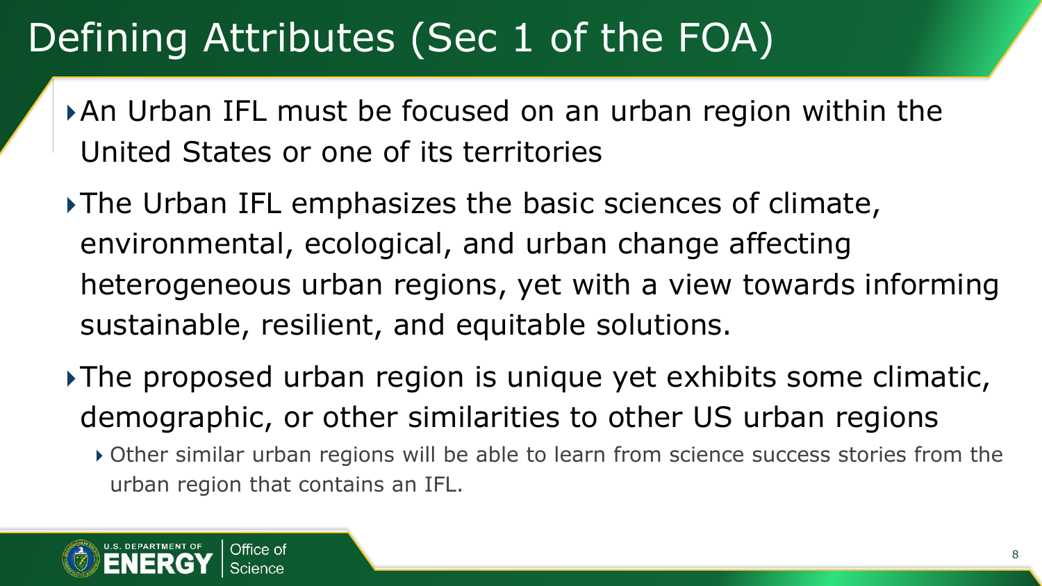# Defining Attributes (Sec 1 of the FOA)

- An Urban IFL must be focused on an urban region within the United States or one of its territories
- The Urban IFL emphasizes the basic sciences of climate, environmental, ecological, and urban change affecting heterogeneous urban regions, yet with a view towards informing sustainable, resilient, and equitable solutions.
- The proposed urban region is unique yet exhibits some climatic, demographic, or other similarities to other US urban regions
  - Other similar urban regions will be able to learn from science success stories from the urban region that contains an IFL.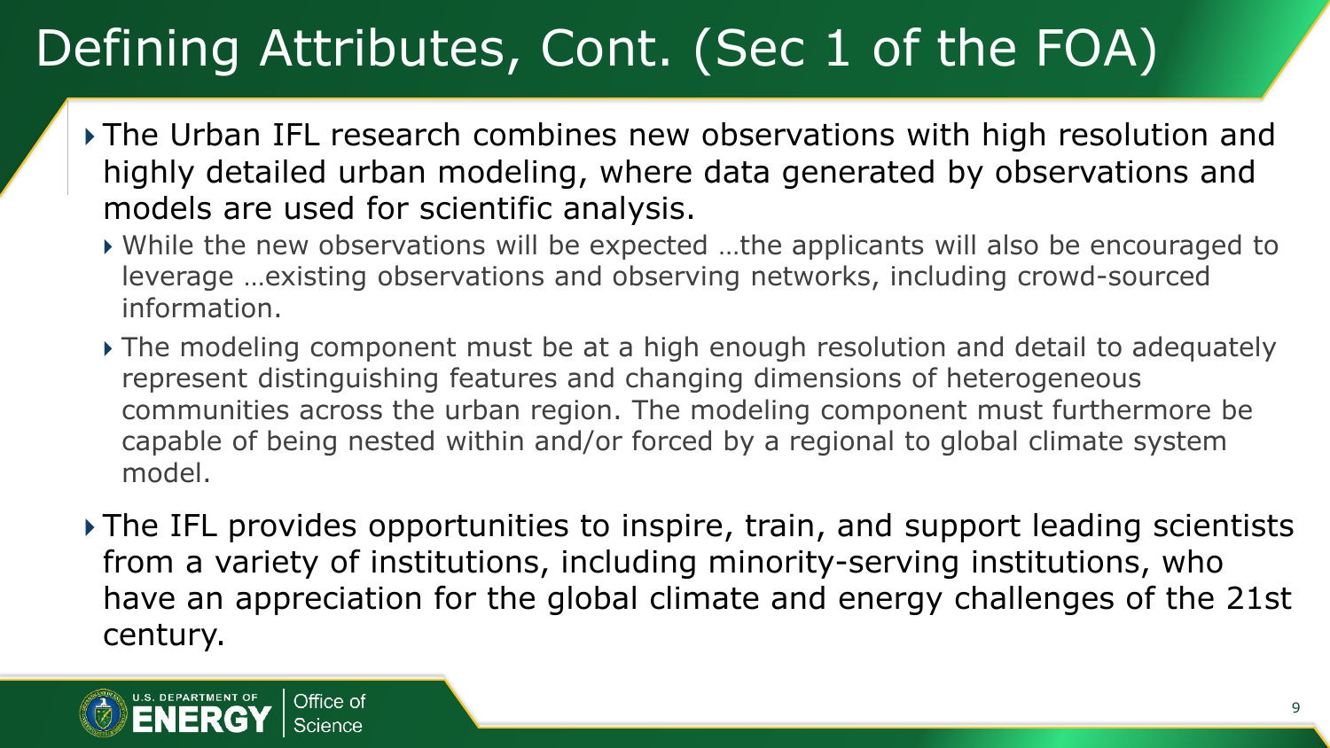# Defining Attributes, Cont. (Sec 1 of the FOA)

- The Urban IFL research combines new observations with high resolution and highly detailed urban modeling, where data generated by observations and models are used for scientific analysis.
  - While the new observations will be expected …the applicants will also be encouraged to leverage …existing observations and observing networks, including crowd-sourced information.
  - The modeling component must be at a high enough resolution and detail to adequately represent distinguishing features and changing dimensions of heterogeneous communities across the urban region. The modeling component must furthermore be capable of being nested within and/or forced by a regional to global climate system model.
- The IFL provides opportunities to inspire, train, and support leading scientists from a variety of institutions, including minority-serving institutions, who have an appreciation for the global climate and energy challenges of the 21st century.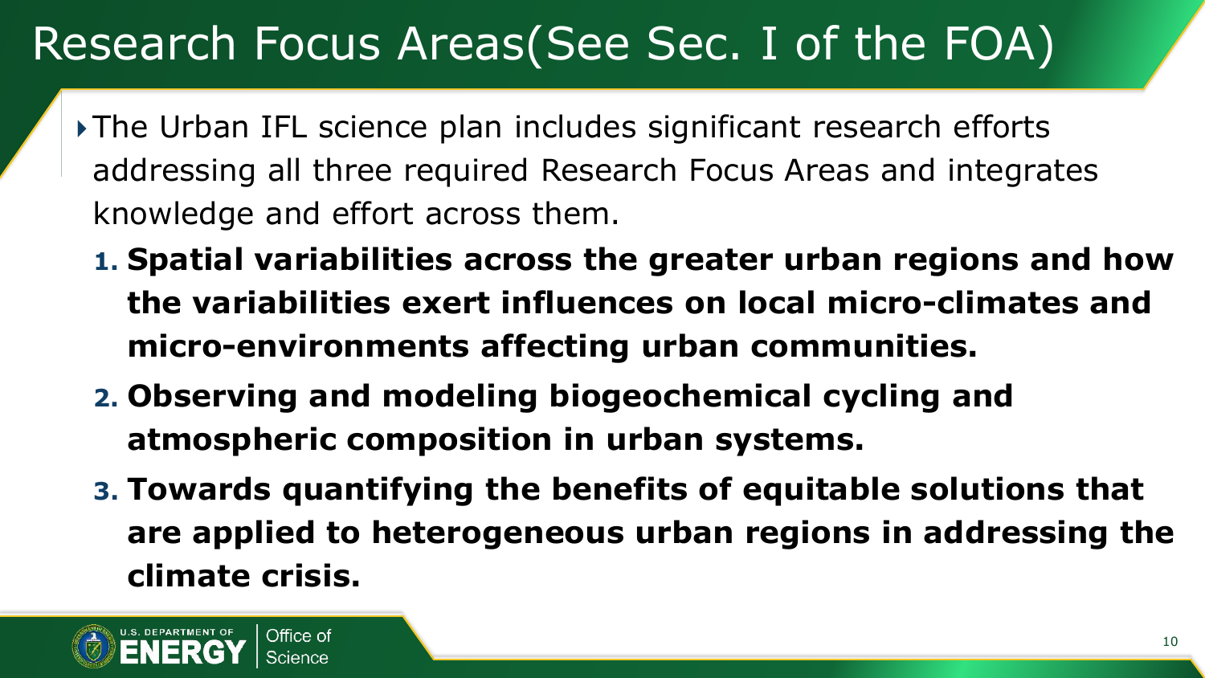# Research Focus Areas(See Sec. I of the FOA)

- The Urban IFL science plan includes significant research efforts addressing all three required Research Focus Areas and integrates knowledge and effort across them.
  1. **Spatial variabilities across the greater urban regions and how the variabilities exert influences on local micro-climates and micro-environments affecting urban communities.**
  2. **Observing and modeling biogeochemical cycling and atmospheric composition in urban systems.**
  3. **Towards quantifying the benefits of equitable solutions that are applied to heterogeneous urban regions in addressing the climate crisis.**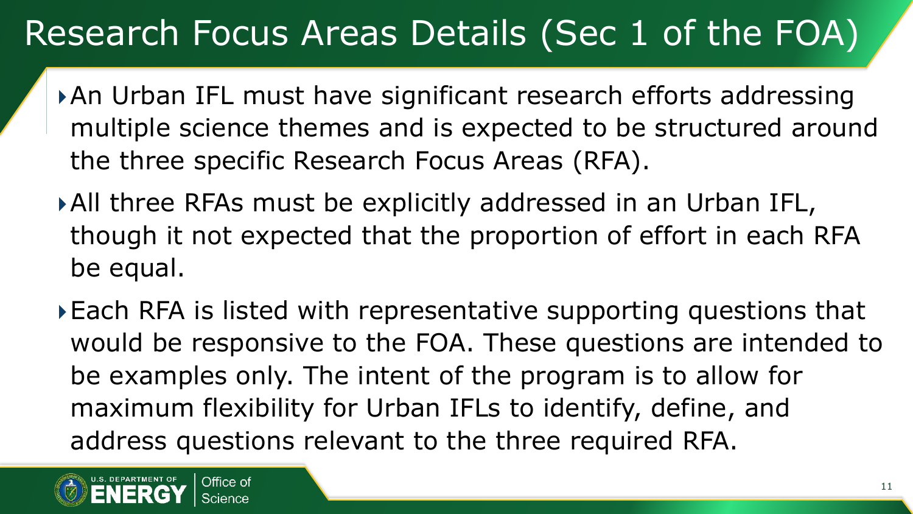# Research Focus Areas Details (Sec 1 of the FOA)

- An Urban IFL must have significant research efforts addressing multiple science themes and is expected to be structured around the three specific Research Focus Areas (RFA).
- All three RFAs must be explicitly addressed in an Urban IFL, though it not expected that the proportion of effort in each RFA be equal.
- Each RFA is listed with representative supporting questions that would be responsive to the FOA. These questions are intended to be examples only. The intent of the program is to allow for maximum flexibility for Urban IFLs to identify, define, and address questions relevant to the three required RFA.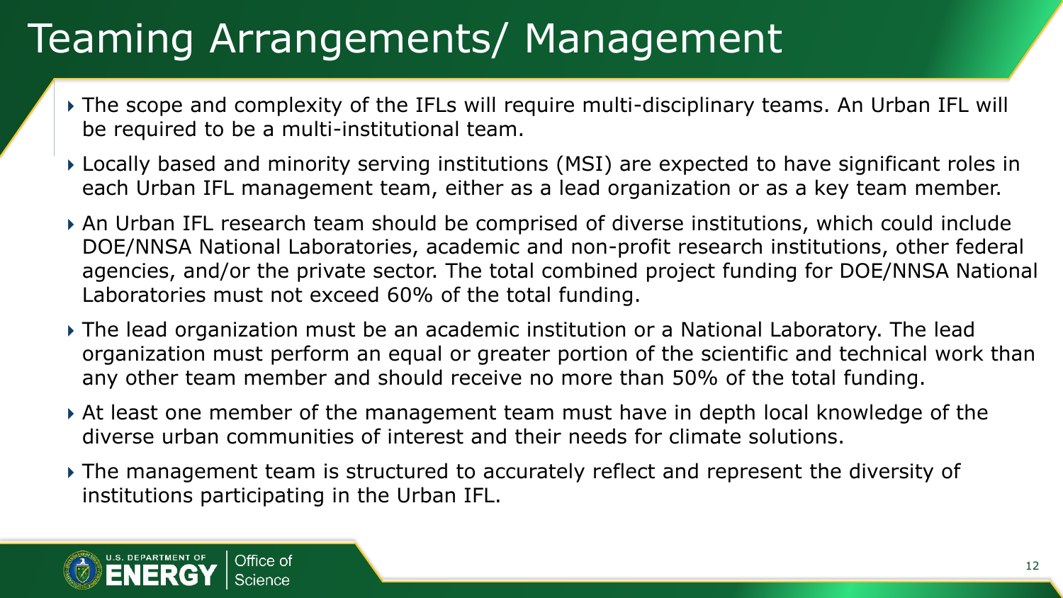# Teaming Arrangements/ Management

- The scope and complexity of the IFLs will require multi-disciplinary teams. An Urban IFL will be required to be a multi-institutional team.
- Locally based and minority serving institutions (MSI) are expected to have significant roles in each Urban IFL management team, either as a lead organization or as a key team member.
- An Urban IFL research team should be comprised of diverse institutions, which could include DOE/NNSA National Laboratories, academic and non-profit research institutions, other federal agencies, and/or the private sector. The total combined project funding for DOE/NNSA National Laboratories must not exceed 60% of the total funding.
- The lead organization must be an academic institution or a National Laboratory. The lead organization must perform an equal or greater portion of the scientific and technical work than any other team member and should receive no more than 50% of the total funding.
- At least one member of the management team must have in depth local knowledge of the diverse urban communities of interest and their needs for climate solutions.
- The management team is structured to accurately reflect and represent the diversity of institutions participating in the Urban IFL.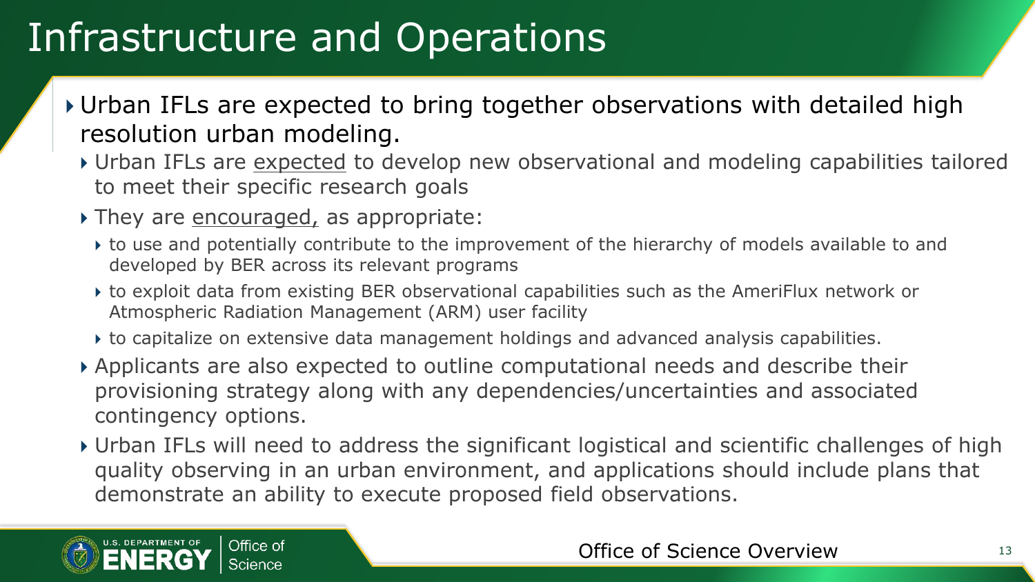# Infrastructure and Operations

- Urban IFLs are expected to bring together observations with detailed high resolution urban modeling.
  - Urban IFLs are <u>expected</u> to develop new observational and modeling capabilities tailored to meet their specific research goals
  - They are <u>encouraged,</u> as appropriate:
    - to use and potentially contribute to the improvement of the hierarchy of models available to and developed by BER across its relevant programs
    - to exploit data from existing BER observational capabilities such as the AmeriFlux network or Atmospheric Radiation Management (ARM) user facility
    - to capitalize on extensive data management holdings and advanced analysis capabilities.
  - Applicants are also expected to outline computational needs and describe their provisioning strategy along with any dependencies/uncertainties and associated contingency options.
  - Urban IFLs will need to address the significant logistical and scientific challenges of high quality observing in an urban environment, and applications should include plans that demonstrate an ability to execute proposed field observations.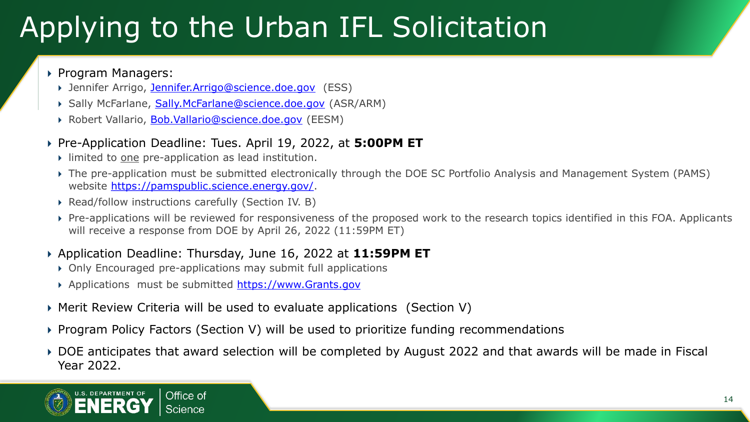# Applying to the Urban IFL Solicitation

- Program Managers:
  - Jennifer Arrigo, [Jennifer.Arrigo@science.doe.gov](mailto:Jennifer.Arrigo@science.doe.gov) (ESS)
  - Sally McFarlane, [Sally.McFarlane@science.doe.gov](mailto:Sally.McFarlane@science.doe.gov) (ASR/ARM)
  - Robert Vallario, [Bob.Vallario@science.doe.gov](mailto:Bob.Vallario@science.doe.gov) (EESM)
- Pre-Application Deadline: Tues. April 19, 2022, at **5:00PM ET**
  - limited to one pre-application as lead institution.
  - The pre-application must be submitted electronically through the DOE SC Portfolio Analysis and Management System (PAMS) website [https://pamspublic.science.energy.gov/](https://pamspublic.science.energy.gov/).
  - Read/follow instructions carefully (Section IV. B)
  - Pre-applications will be reviewed for responsiveness of the proposed work to the research topics identified in this FOA. Applicants will receive a response from DOE by April 26, 2022 (11:59PM ET)
- Application Deadline: Thursday, June 16, 2022 at **11:59PM ET**
  - Only Encouraged pre-applications may submit full applications
  - Applications must be submitted [https://www.Grants.gov](https://www.Grants.gov)
- Merit Review Criteria will be used to evaluate applications (Section V)
- Program Policy Factors (Section V) will be used to prioritize funding recommendations
- DOE anticipates that award selection will be completed by August 2022 and that awards will be made in Fiscal Year 2022.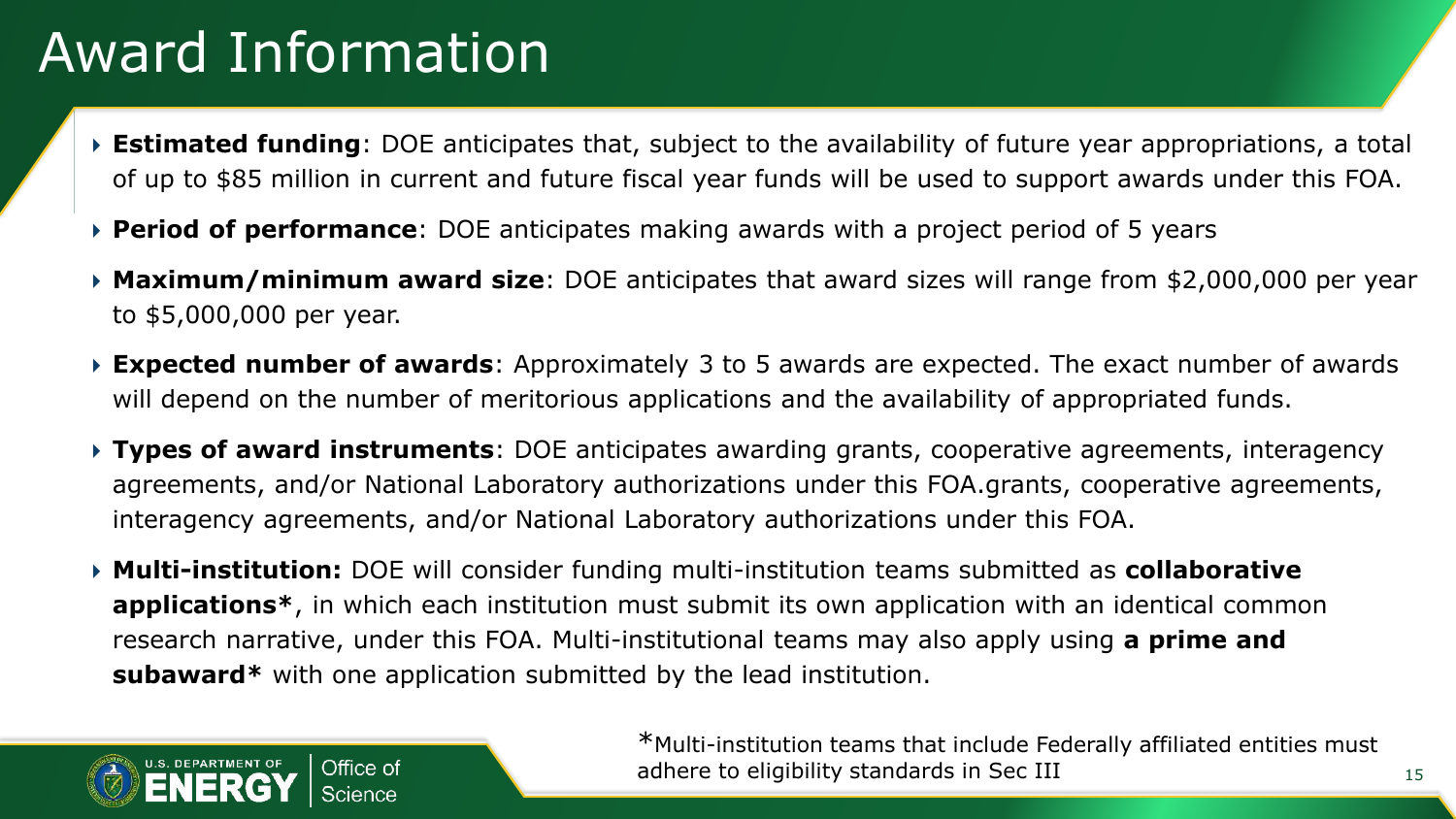# Award Information

- **Estimated funding**: DOE anticipates that, subject to the availability of future year appropriations, a total of up to $85 million in current and future fiscal year funds will be used to support awards under this FOA.
- **Period of performance**: DOE anticipates making awards with a project period of 5 years
- **Maximum/minimum award size**: DOE anticipates that award sizes will range from $2,000,000 per year to $5,000,000 per year.
- **Expected number of awards**: Approximately 3 to 5 awards are expected. The exact number of awards will depend on the number of meritorious applications and the availability of appropriated funds.
- **Types of award instruments**: DOE anticipates awarding grants, cooperative agreements, interagency agreements, and/or National Laboratory authorizations under this FOA.grants, cooperative agreements, interagency agreements, and/or National Laboratory authorizations under this FOA.
- **Multi-institution:** DOE will consider funding multi-institution teams submitted as **collaborative applications***, in which each institution must submit its own application with an identical common research narrative, under this FOA. Multi-institutional teams may also apply using **a prime and subaward*** with one application submitted by the lead institution.

*Multi-institution teams that include Federally affiliated entities must adhere to eligibility standards in Sec III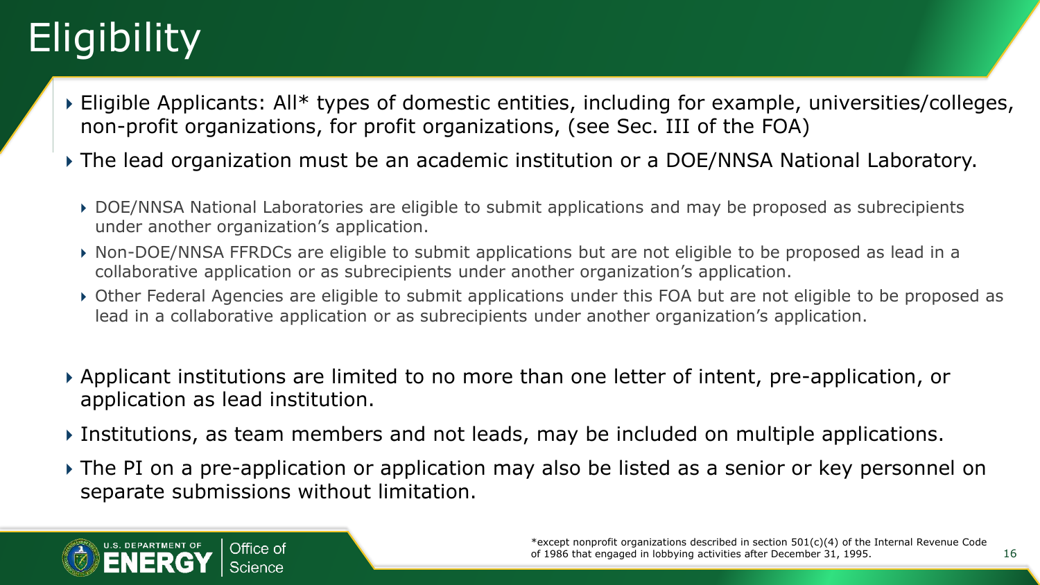# Eligibility

- Eligible Applicants: All* types of domestic entities, including for example, universities/colleges, non-profit organizations, for profit organizations, (see Sec. III of the FOA)
- The lead organization must be an academic institution or a DOE/NNSA National Laboratory.
  - DOE/NNSA National Laboratories are eligible to submit applications and may be proposed as subrecipients under another organization's application.
  - Non-DOE/NNSA FFRDCs are eligible to submit applications but are not eligible to be proposed as lead in a collaborative application or as subrecipients under another organization's application.
  - Other Federal Agencies are eligible to submit applications under this FOA but are not eligible to be proposed as lead in a collaborative application or as subrecipients under another organization's application.
- Applicant institutions are limited to no more than one letter of intent, pre-application, or application as lead institution.
- Institutions, as team members and not leads, may be included on multiple applications.
- The PI on a pre-application or application may also be listed as a senior or key personnel on separate submissions without limitation.

*except nonprofit organizations described in section 501(c)(4) of the Internal Revenue Code of 1986 that engaged in lobbying activities after December 31, 1995.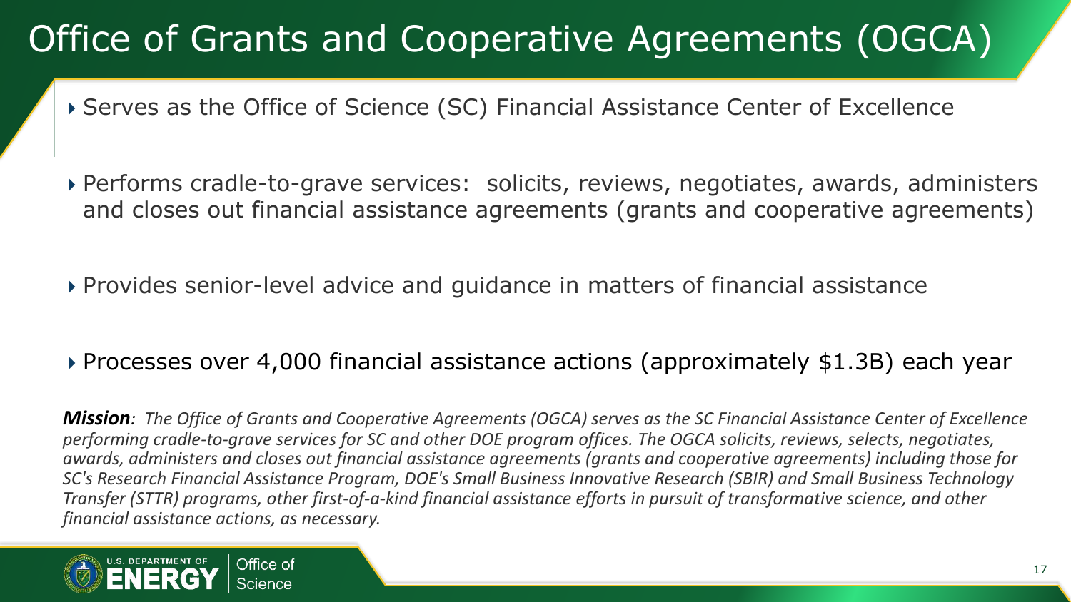# Office of Grants and Cooperative Agreements (OGCA)

- Serves as the Office of Science (SC) Financial Assistance Center of Excellence
- Performs cradle-to-grave services: solicits, reviews, negotiates, awards, administers and closes out financial assistance agreements (grants and cooperative agreements)
- Provides senior-level advice and guidance in matters of financial assistance
- Processes over 4,000 financial assistance actions (approximately $1.3B) each year

***Mission****: The Office of Grants and Cooperative Agreements (OGCA) serves as the SC Financial Assistance Center of Excellence performing cradle-to-grave services for SC and other DOE program offices. The OGCA solicits, reviews, selects, negotiates, awards, administers and closes out financial assistance agreements (grants and cooperative agreements) including those for SC's Research Financial Assistance Program, DOE's Small Business Innovative Research (SBIR) and Small Business Technology Transfer (STTR) programs, other first-of-a-kind financial assistance efforts in pursuit of transformative science, and other financial assistance actions, as necessary.*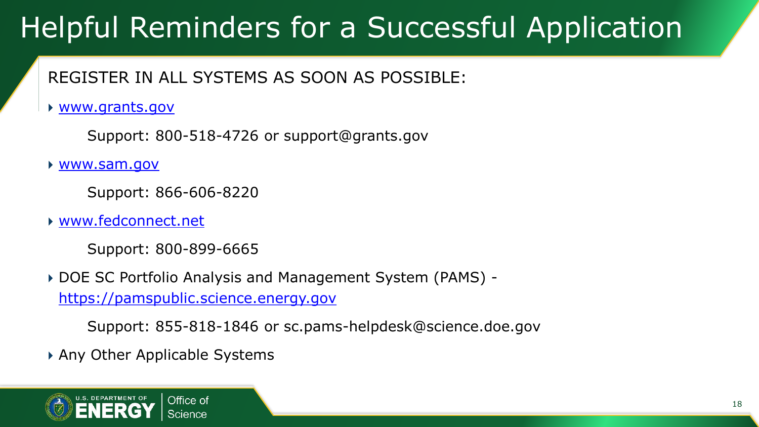# Helpful Reminders for a Successful Application

REGISTER IN ALL SYSTEMS AS SOON AS POSSIBLE:

- [www.grants.gov](www.grants.gov)

  Support: 800-518-4726 or support@grants.gov

- [www.sam.gov](www.sam.gov)

  Support: 866-606-8220

- [www.fedconnect.net](www.fedconnect.net)

  Support: 800-899-6665

- DOE SC Portfolio Analysis and Management System (PAMS) - [https://pamspublic.science.energy.gov](https://pamspublic.science.energy.gov)

  Support: 855-818-1846 or sc.pams-helpdesk@science.doe.gov

- Any Other Applicable Systems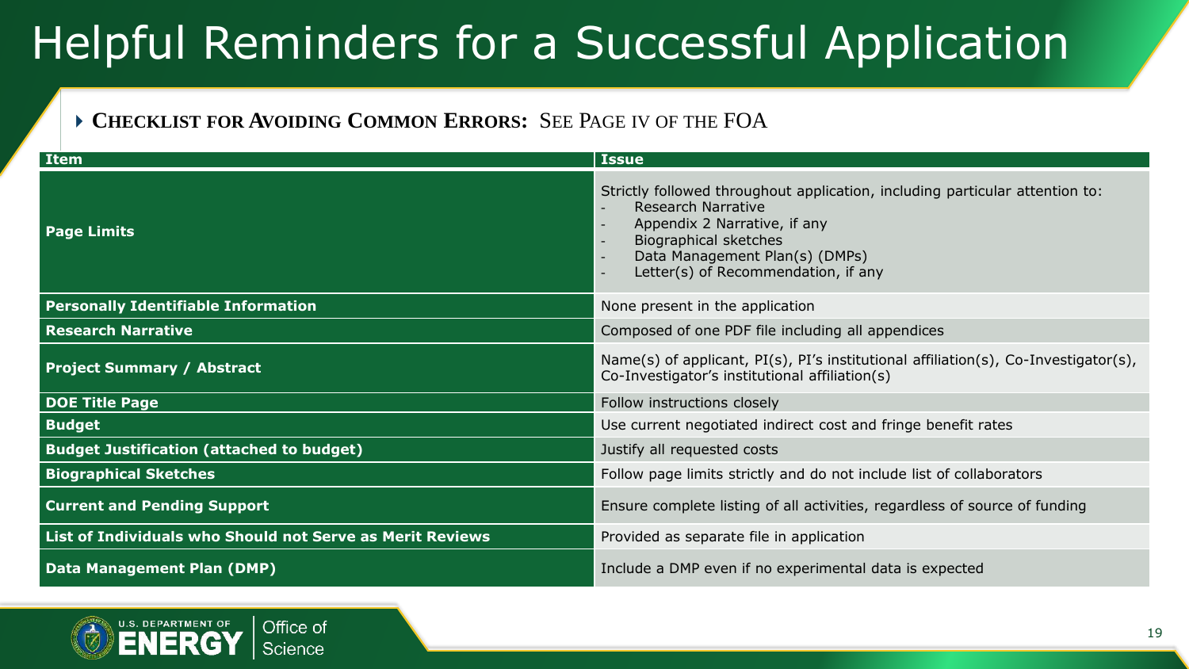# Helpful Reminders for a Successful Application

- **CHECKLIST FOR AVOIDING COMMON ERRORS:** SEE PAGE IV OF THE FOA

| Item | Issue |
|---|---|
| **Page Limits** | Strictly followed throughout application, including particular attention to:<br>- Research Narrative<br>- Appendix 2 Narrative, if any<br>- Biographical sketches<br>- Data Management Plan(s) (DMPs)<br>- Letter(s) of Recommendation, if any |
| **Personally Identifiable Information** | None present in the application |
| **Research Narrative** | Composed of one PDF file including all appendices |
| **Project Summary / Abstract** | Name(s) of applicant, PI(s), PI's institutional affiliation(s), Co-Investigator(s), Co-Investigator's institutional affiliation(s) |
| **DOE Title Page** | Follow instructions closely |
| **Budget** | Use current negotiated indirect cost and fringe benefit rates |
| **Budget Justification (attached to budget)** | Justify all requested costs |
| **Biographical Sketches** | Follow page limits strictly and do not include list of collaborators |
| **Current and Pending Support** | Ensure complete listing of all activities, regardless of source of funding |
| **List of Individuals who Should not Serve as Merit Reviews** | Provided as separate file in application |
| **Data Management Plan (DMP)** | Include a DMP even if no experimental data is expected |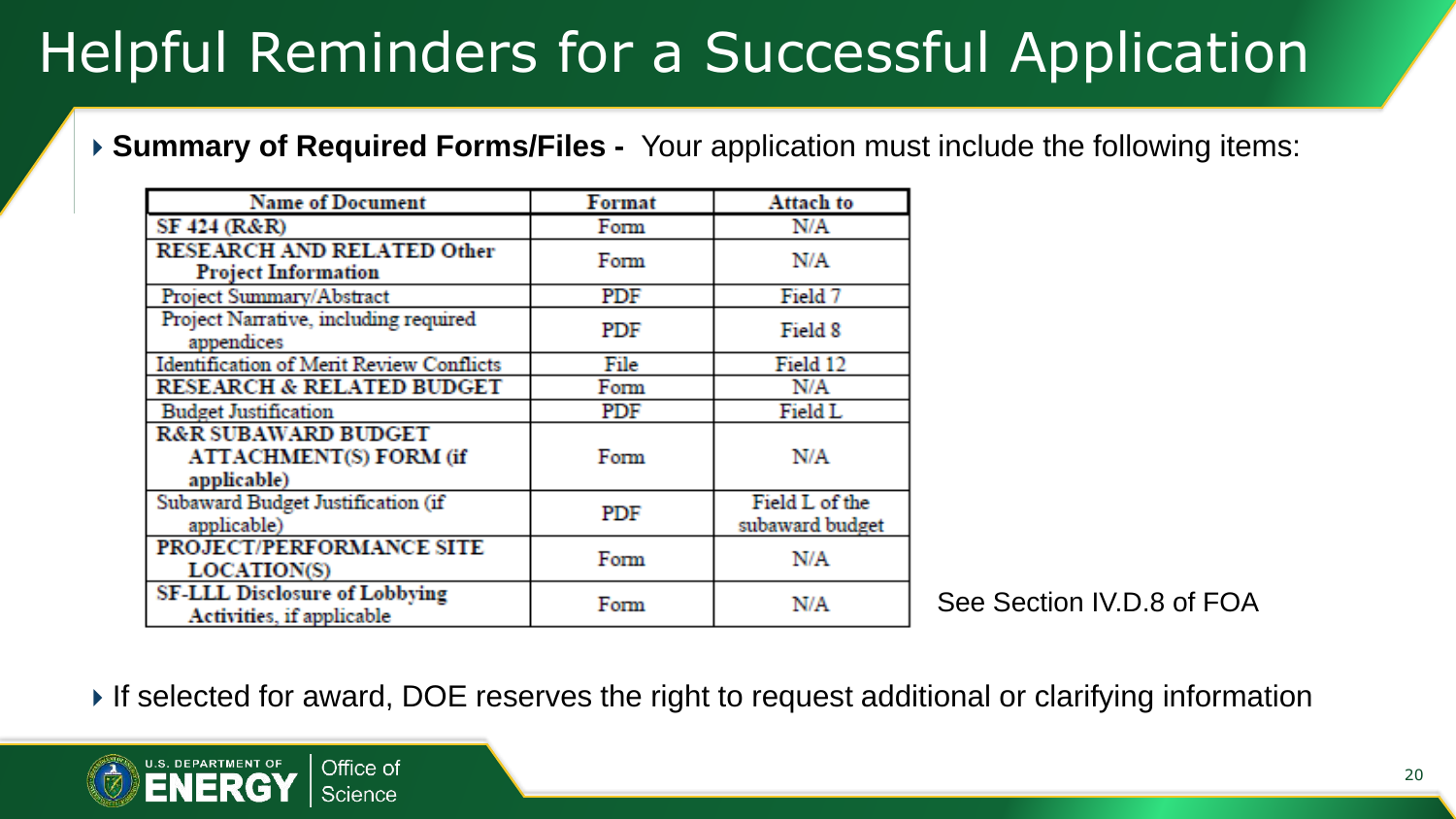# Helpful Reminders for a Successful Application

- **Summary of Required Forms/Files -** Your application must include the following items:

| Name of Document | Format | Attach to |
|---|---|---|
| SF 424 (R&R) | Form | N/A |
| RESEARCH AND RELATED Other Project Information | Form | N/A |
| Project Summary/Abstract | PDF | Field 7 |
| Project Narrative, including required appendices | PDF | Field 8 |
| Identification of Merit Review Conflicts | File | Field 12 |
| RESEARCH & RELATED BUDGET | Form | N/A |
| Budget Justification | PDF | Field L |
| R&R SUBAWARD BUDGET ATTACHMENT(S) FORM (if applicable) | Form | N/A |
| Subaward Budget Justification (if applicable) | PDF | Field L of the subaward budget |
| PROJECT/PERFORMANCE SITE LOCATION(S) | Form | N/A |
| SF-LLL Disclosure of Lobbying Activities, if applicable | Form | N/A |

See Section IV.D.8 of FOA

- If selected for award, DOE reserves the right to request additional or clarifying information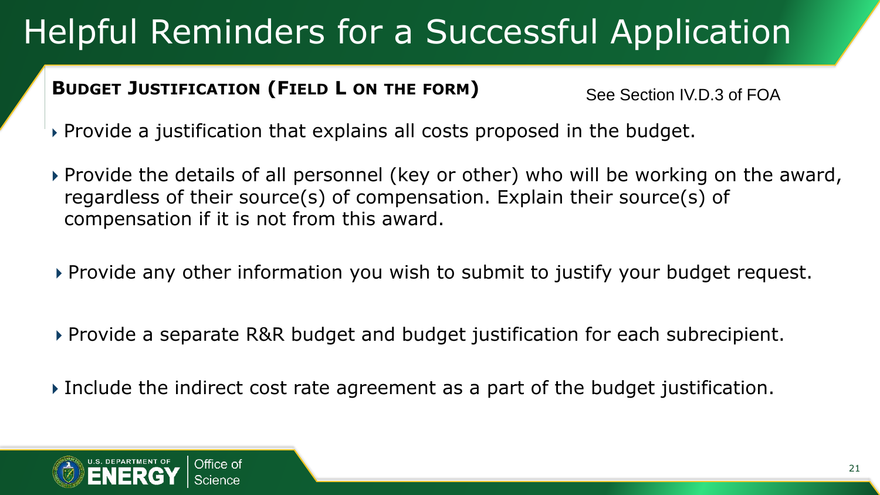# Helpful Reminders for a Successful Application

**BUDGET JUSTIFICATION (FIELD L ON THE FORM)**

See Section IV.D.3 of FOA

- Provide a justification that explains all costs proposed in the budget.
- Provide the details of all personnel (key or other) who will be working on the award, regardless of their source(s) of compensation. Explain their source(s) of compensation if it is not from this award.
- Provide any other information you wish to submit to justify your budget request.
- Provide a separate R&R budget and budget justification for each subrecipient.
- Include the indirect cost rate agreement as a part of the budget justification.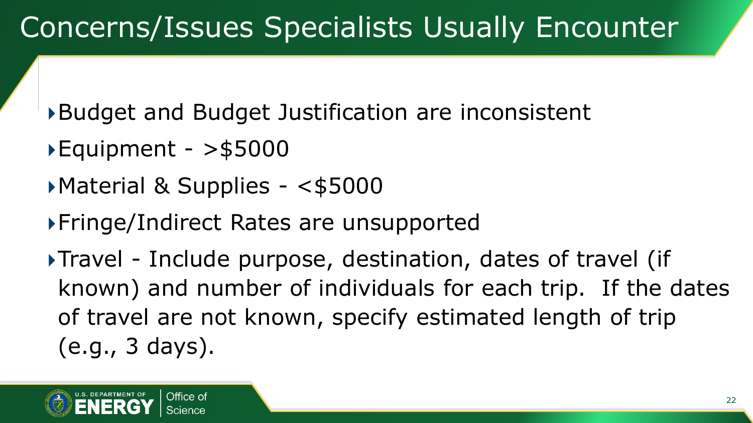# Concerns/Issues Specialists Usually Encounter

- Budget and Budget Justification are inconsistent
- Equipment - >$5000
- Material & Supplies - <$5000
- Fringe/Indirect Rates are unsupported
- Travel - Include purpose, destination, dates of travel (if known) and number of individuals for each trip. If the dates of travel are not known, specify estimated length of trip (e.g., 3 days).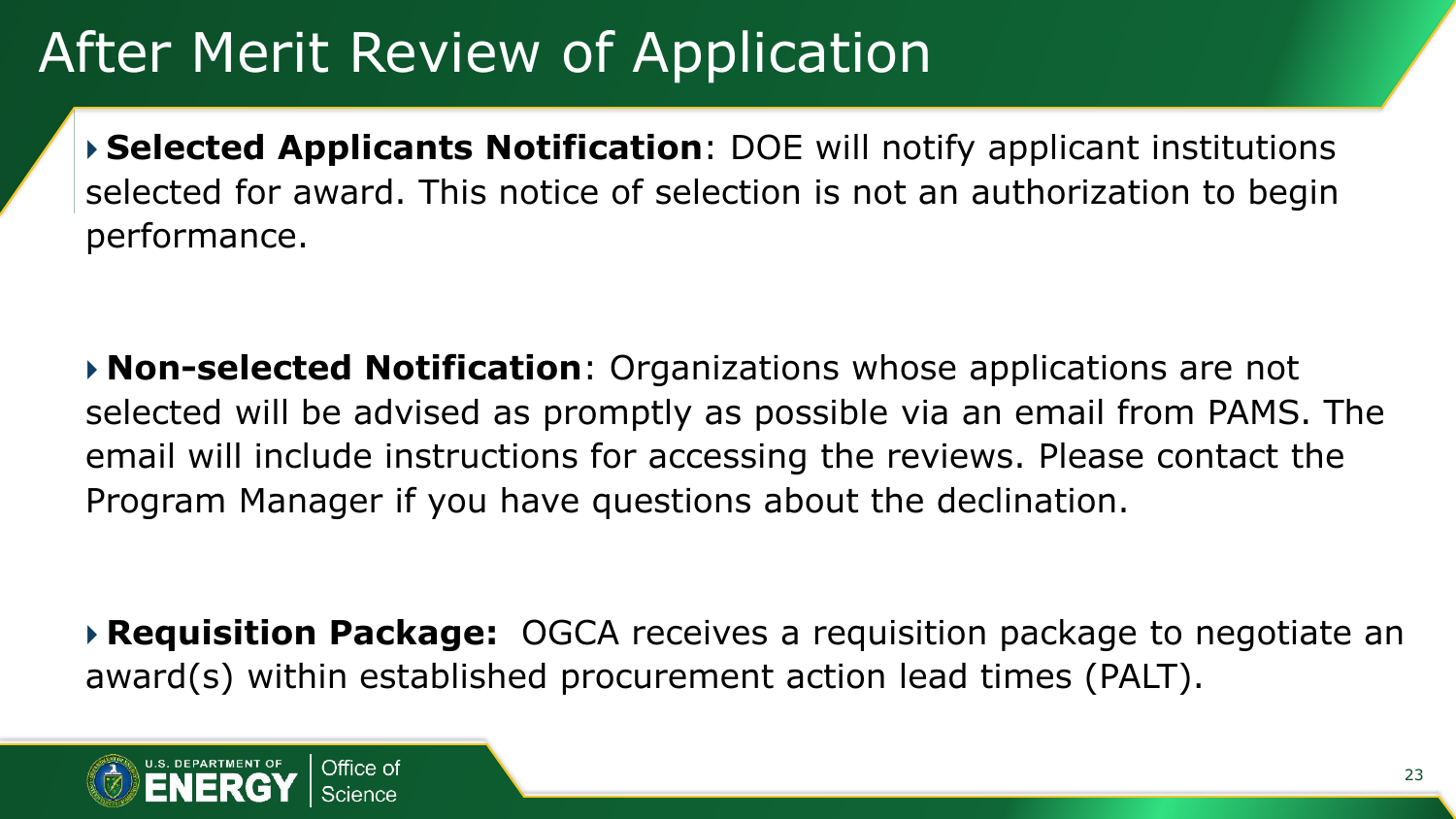# After Merit Review of Application

- **Selected Applicants Notification**: DOE will notify applicant institutions selected for award. This notice of selection is not an authorization to begin performance.

- **Non-selected Notification**: Organizations whose applications are not selected will be advised as promptly as possible via an email from PAMS. The email will include instructions for accessing the reviews. Please contact the Program Manager if you have questions about the declination.

- **Requisition Package:** OGCA receives a requisition package to negotiate an award(s) within established procurement action lead times (PALT).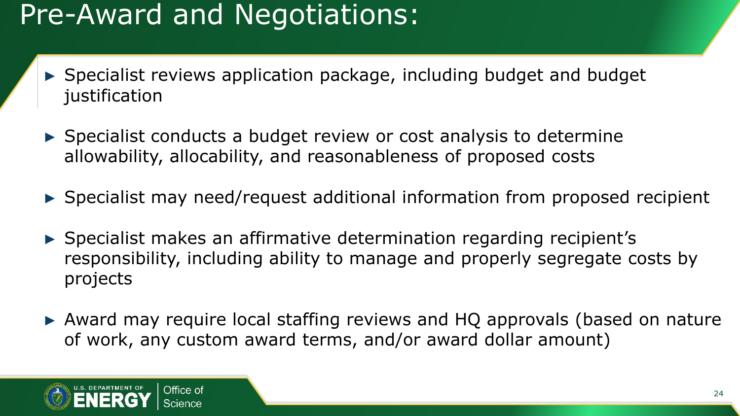# Pre-Award and Negotiations:

- Specialist reviews application package, including budget and budget justification
- Specialist conducts a budget review or cost analysis to determine allowability, allocability, and reasonableness of proposed costs
- Specialist may need/request additional information from proposed recipient
- Specialist makes an affirmative determination regarding recipient's responsibility, including ability to manage and properly segregate costs by projects
- Award may require local staffing reviews and HQ approvals (based on nature of work, any custom award terms, and/or award dollar amount)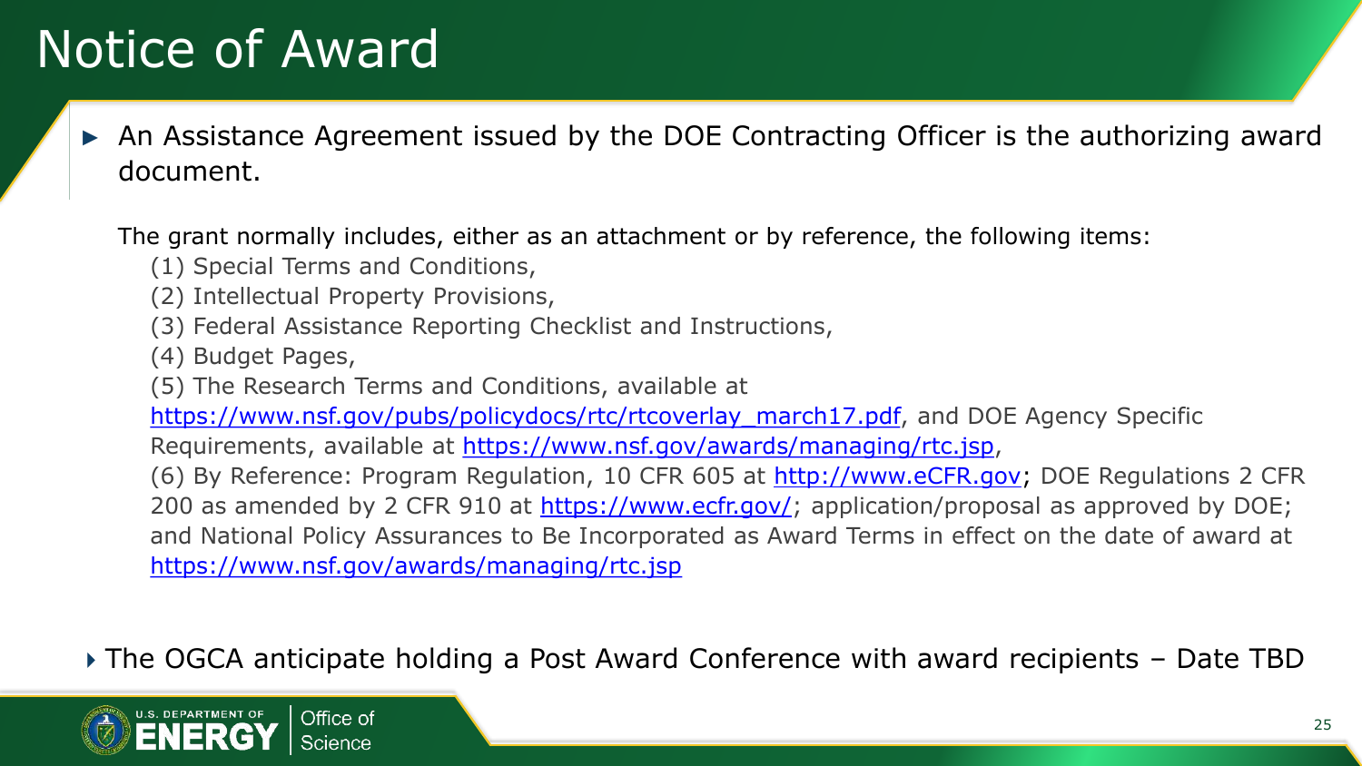# Notice of Award

- An Assistance Agreement issued by the DOE Contracting Officer is the authorizing award document.

  The grant normally includes, either as an attachment or by reference, the following items:

  (1) Special Terms and Conditions,
  (2) Intellectual Property Provisions,
  (3) Federal Assistance Reporting Checklist and Instructions,
  (4) Budget Pages,
  (5) The Research Terms and Conditions, available at [https://www.nsf.gov/pubs/policydocs/rtc/rtcoverlay_march17.pdf](https://www.nsf.gov/pubs/policydocs/rtc/rtcoverlay_march17.pdf), and DOE Agency Specific Requirements, available at [https://www.nsf.gov/awards/managing/rtc.jsp](https://www.nsf.gov/awards/managing/rtc.jsp),
  (6) By Reference: Program Regulation, 10 CFR 605 at [http://www.eCFR.gov](http://www.eCFR.gov); DOE Regulations 2 CFR 200 as amended by 2 CFR 910 at [https://www.ecfr.gov/](https://www.ecfr.gov/); application/proposal as approved by DOE; and National Policy Assurances to Be Incorporated as Award Terms in effect on the date of award at [https://www.nsf.gov/awards/managing/rtc.jsp](https://www.nsf.gov/awards/managing/rtc.jsp)

- The OGCA anticipate holding a Post Award Conference with award recipients – Date TBD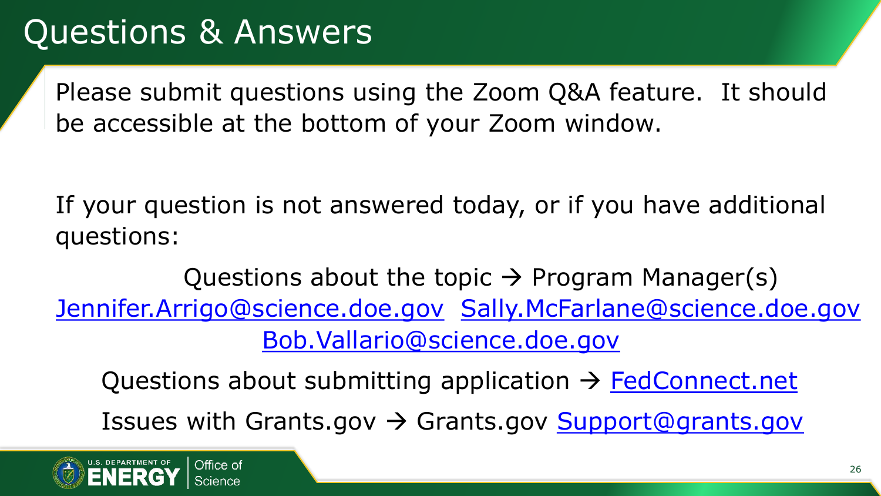# Questions & Answers

Please submit questions using the Zoom Q&A feature. It should be accessible at the bottom of your Zoom window.

If your question is not answered today, or if you have additional questions:

Questions about the topic → Program Manager(s)

Jennifer.Arrigo@science.doe.gov Sally.McFarlane@science.doe.gov Bob.Vallario@science.doe.gov

Questions about submitting application → FedConnect.net

Issues with Grants.gov → Grants.gov Support@grants.gov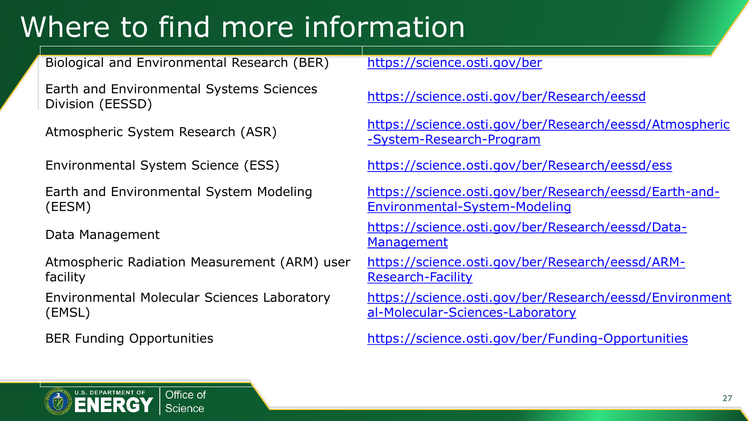# Where to find more information

| | |
|---|---|
| Biological and Environmental Research (BER) | https://science.osti.gov/ber |
| Earth and Environmental Systems Sciences Division (EESSD) | https://science.osti.gov/ber/Research/eessd |
| Atmospheric System Research (ASR) | https://science.osti.gov/ber/Research/eessd/Atmospheric-System-Research-Program |
| Environmental System Science (ESS) | https://science.osti.gov/ber/Research/eessd/ess |
| Earth and Environmental System Modeling (EESM) | https://science.osti.gov/ber/Research/eessd/Earth-and-Environmental-System-Modeling |
| Data Management | https://science.osti.gov/ber/Research/eessd/Data-Management |
| Atmospheric Radiation Measurement (ARM) user facility | https://science.osti.gov/ber/Research/eessd/ARM-Research-Facility |
| Environmental Molecular Sciences Laboratory (EMSL) | https://science.osti.gov/ber/Research/eessd/Environmental-Molecular-Sciences-Laboratory |
| BER Funding Opportunities | https://science.osti.gov/ber/Funding-Opportunities |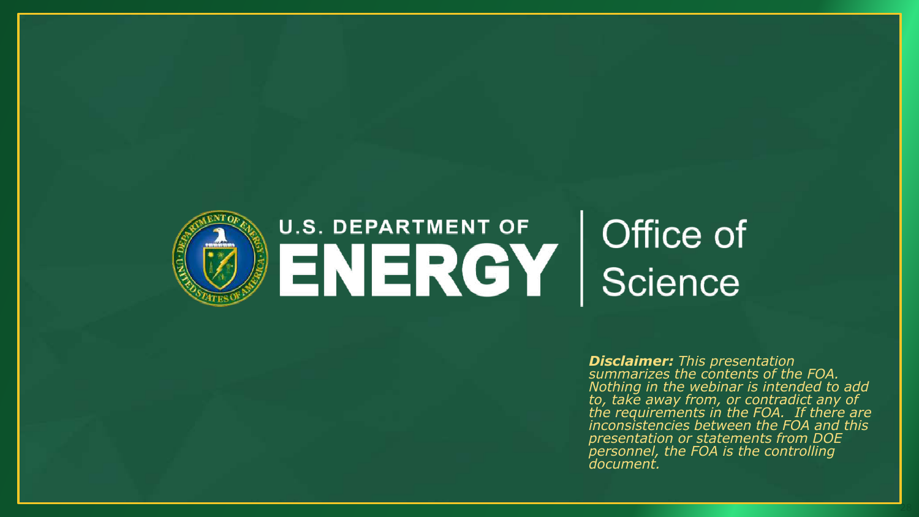U.S. DEPARTMENT OF **ENERGY** | Office of Science

***Disclaimer:*** *This presentation summarizes the contents of the FOA. Nothing in the webinar is intended to add to, take away from, or contradict any of the requirements in the FOA. If there are inconsistencies between the FOA and this presentation or statements from DOE personnel, the FOA is the controlling document.*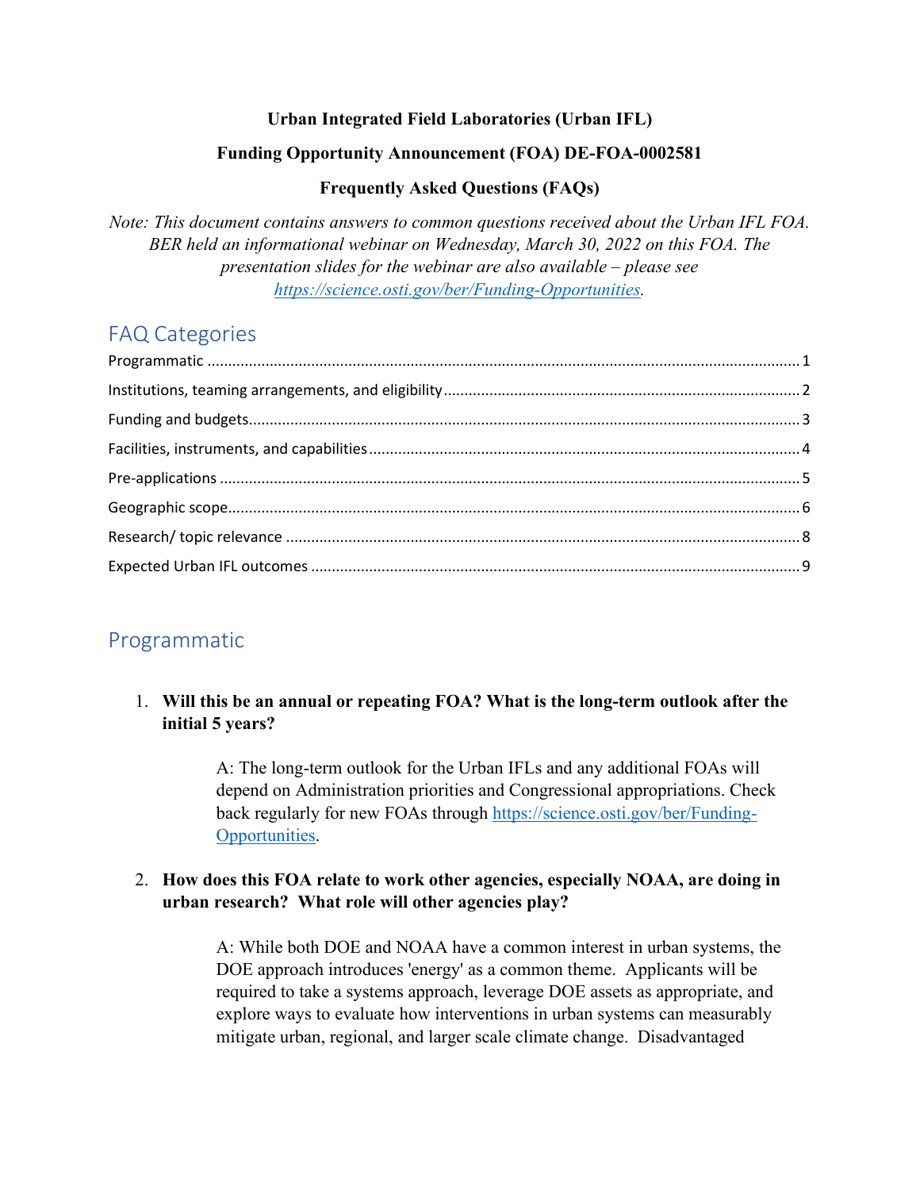**Urban Integrated Field Laboratories (Urban IFL)**

**Funding Opportunity Announcement (FOA) DE-FOA-0002581**

**Frequently Asked Questions (FAQs)**

*Note: This document contains answers to common questions received about the Urban IFL FOA. BER held an informational webinar on Wednesday, March 30, 2022 on this FOA. The presentation slides for the webinar are also available – please see [https://science.osti.gov/ber/Funding-Opportunities](https://science.osti.gov/ber/Funding-Opportunities).*

## FAQ Categories

- Programmatic ..... 1
- Institutions, teaming arrangements, and eligibility ..... 2
- Funding and budgets ..... 3
- Facilities, instruments, and capabilities ..... 4
- Pre-applications ..... 5
- Geographic scope ..... 6
- Research/ topic relevance ..... 8
- Expected Urban IFL outcomes ..... 9

## Programmatic

1. **Will this be an annual or repeating FOA? What is the long-term outlook after the initial 5 years?**

   A: The long-term outlook for the Urban IFLs and any additional FOAs will depend on Administration priorities and Congressional appropriations. Check back regularly for new FOAs through [https://science.osti.gov/ber/Funding-Opportunities](https://science.osti.gov/ber/Funding-Opportunities).

2. **How does this FOA relate to work other agencies, especially NOAA, are doing in urban research? What role will other agencies play?**

   A: While both DOE and NOAA have a common interest in urban systems, the DOE approach introduces 'energy' as a common theme. Applicants will be required to take a systems approach, leverage DOE assets as appropriate, and explore ways to evaluate how interventions in urban systems can measurably mitigate urban, regional, and larger scale climate change. Disadvantaged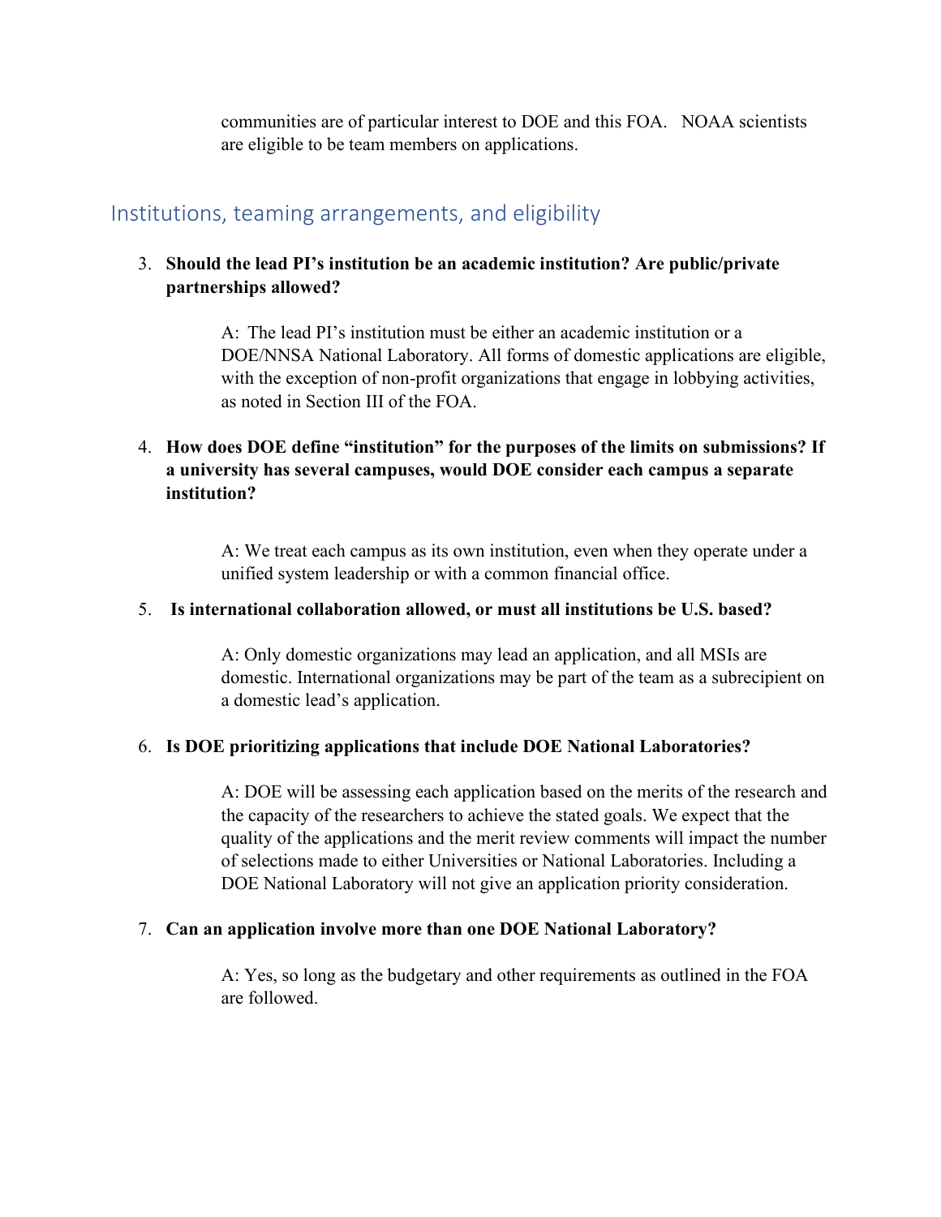communities are of particular interest to DOE and this FOA. NOAA scientists are eligible to be team members on applications.

## Institutions, teaming arrangements, and eligibility

3. **Should the lead PI's institution be an academic institution? Are public/private partnerships allowed?**

   A: The lead PI's institution must be either an academic institution or a DOE/NNSA National Laboratory. All forms of domestic applications are eligible, with the exception of non-profit organizations that engage in lobbying activities, as noted in Section III of the FOA.

4. **How does DOE define "institution" for the purposes of the limits on submissions? If a university has several campuses, would DOE consider each campus a separate institution?**

   A: We treat each campus as its own institution, even when they operate under a unified system leadership or with a common financial office.

5. **Is international collaboration allowed, or must all institutions be U.S. based?**

   A: Only domestic organizations may lead an application, and all MSIs are domestic. International organizations may be part of the team as a subrecipient on a domestic lead's application.

6. **Is DOE prioritizing applications that include DOE National Laboratories?**

   A: DOE will be assessing each application based on the merits of the research and the capacity of the researchers to achieve the stated goals. We expect that the quality of the applications and the merit review comments will impact the number of selections made to either Universities or National Laboratories. Including a DOE National Laboratory will not give an application priority consideration.

7. **Can an application involve more than one DOE National Laboratory?**

   A: Yes, so long as the budgetary and other requirements as outlined in the FOA are followed.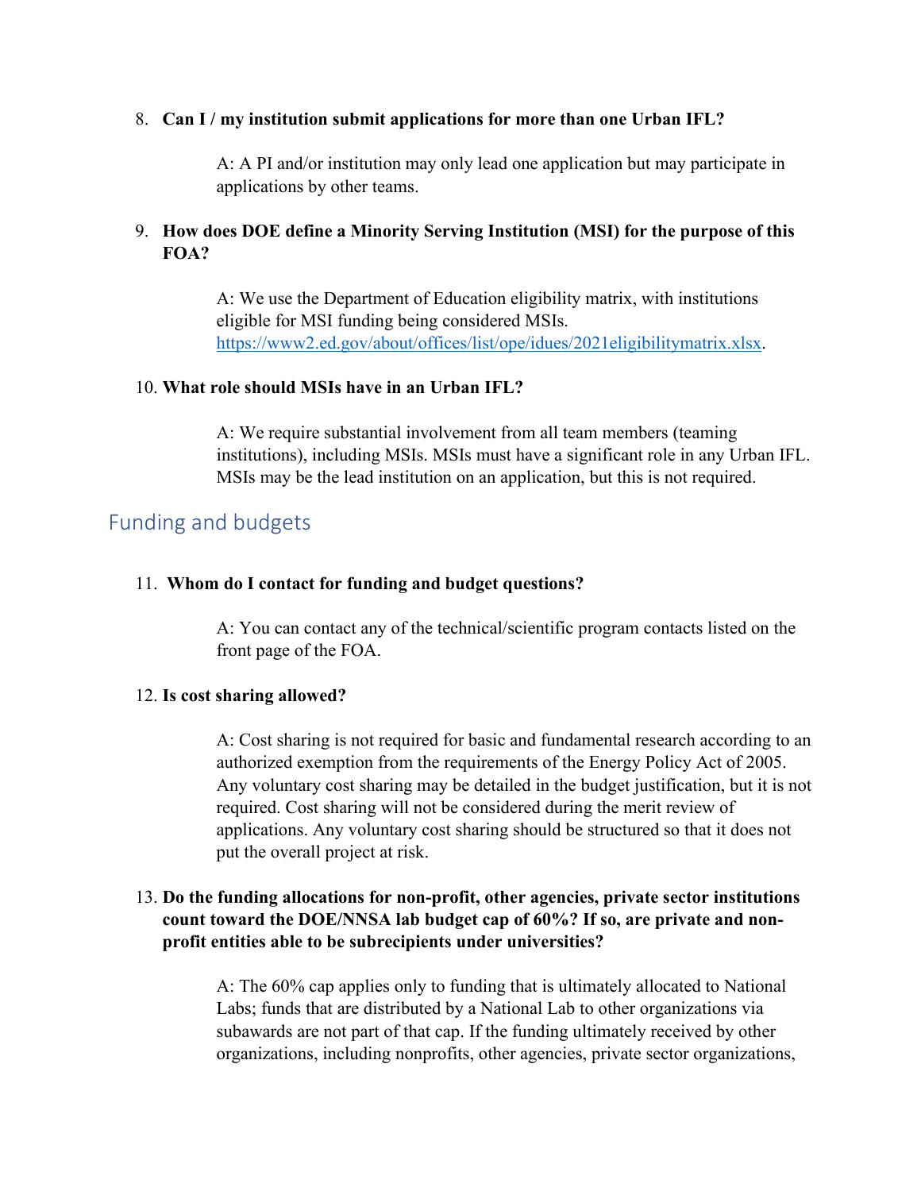8. **Can I / my institution submit applications for more than one Urban IFL?**

   A: A PI and/or institution may only lead one application but may participate in applications by other teams.

9. **How does DOE define a Minority Serving Institution (MSI) for the purpose of this FOA?**

   A: We use the Department of Education eligibility matrix, with institutions eligible for MSI funding being considered MSIs. https://www2.ed.gov/about/offices/list/ope/idues/2021eligibilitymatrix.xlsx.

10. **What role should MSIs have in an Urban IFL?**

    A: We require substantial involvement from all team members (teaming institutions), including MSIs. MSIs must have a significant role in any Urban IFL. MSIs may be the lead institution on an application, but this is not required.

## Funding and budgets

11. **Whom do I contact for funding and budget questions?**

    A: You can contact any of the technical/scientific program contacts listed on the front page of the FOA.

12. **Is cost sharing allowed?**

    A: Cost sharing is not required for basic and fundamental research according to an authorized exemption from the requirements of the Energy Policy Act of 2005. Any voluntary cost sharing may be detailed in the budget justification, but it is not required. Cost sharing will not be considered during the merit review of applications. Any voluntary cost sharing should be structured so that it does not put the overall project at risk.

13. **Do the funding allocations for non-profit, other agencies, private sector institutions count toward the DOE/NNSA lab budget cap of 60%? If so, are private and non-profit entities able to be subrecipients under universities?**

    A: The 60% cap applies only to funding that is ultimately allocated to National Labs; funds that are distributed by a National Lab to other organizations via subawards are not part of that cap. If the funding ultimately received by other organizations, including nonprofits, other agencies, private sector organizations,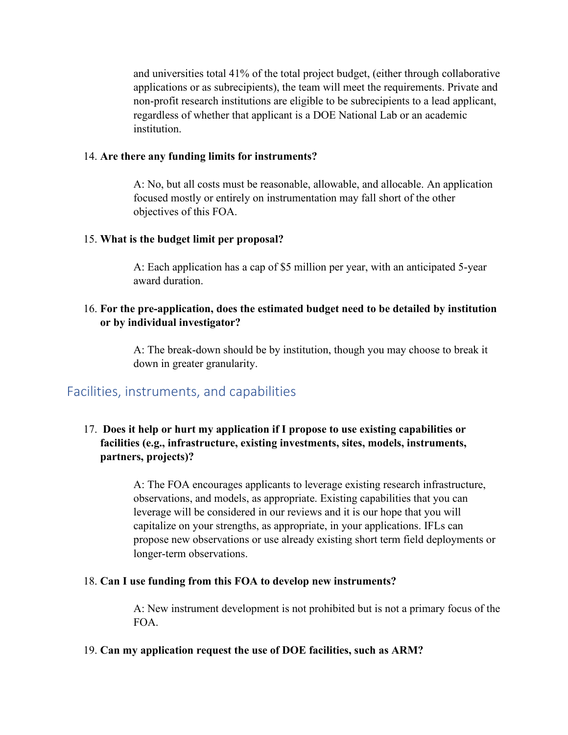and universities total 41% of the total project budget, (either through collaborative applications or as subrecipients), the team will meet the requirements. Private and non-profit research institutions are eligible to be subrecipients to a lead applicant, regardless of whether that applicant is a DOE National Lab or an academic institution.

14. **Are there any funding limits for instruments?**

    A: No, but all costs must be reasonable, allowable, and allocable. An application focused mostly or entirely on instrumentation may fall short of the other objectives of this FOA.

15. **What is the budget limit per proposal?**

    A: Each application has a cap of $5 million per year, with an anticipated 5-year award duration.

16. **For the pre-application, does the estimated budget need to be detailed by institution or by individual investigator?**

    A: The break-down should be by institution, though you may choose to break it down in greater granularity.

## Facilities, instruments, and capabilities

17. **Does it help or hurt my application if I propose to use existing capabilities or facilities (e.g., infrastructure, existing investments, sites, models, instruments, partners, projects)?**

    A: The FOA encourages applicants to leverage existing research infrastructure, observations, and models, as appropriate. Existing capabilities that you can leverage will be considered in our reviews and it is our hope that you will capitalize on your strengths, as appropriate, in your applications. IFLs can propose new observations or use already existing short term field deployments or longer-term observations.

18. **Can I use funding from this FOA to develop new instruments?**

    A: New instrument development is not prohibited but is not a primary focus of the FOA.

19. **Can my application request the use of DOE facilities, such as ARM?**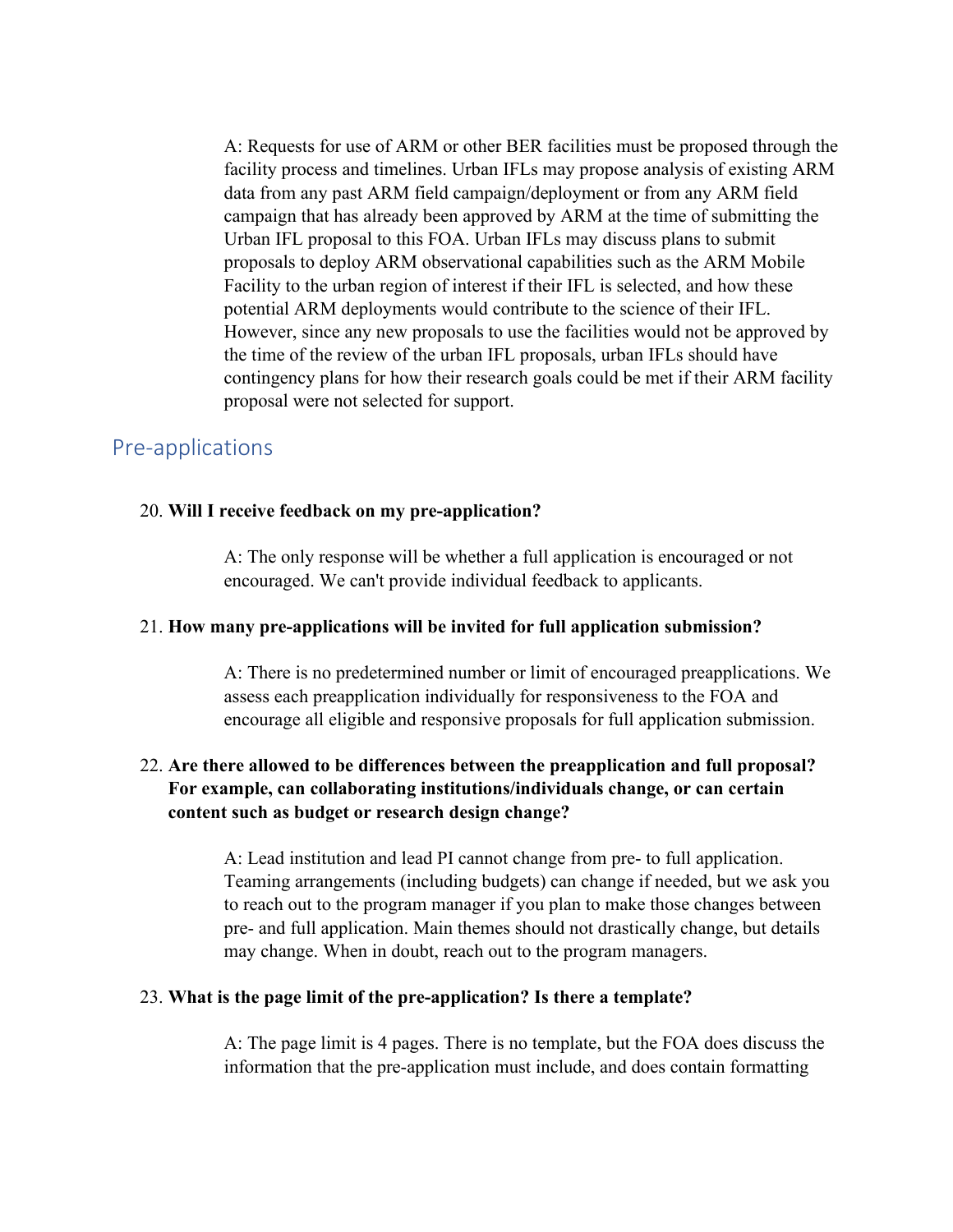A: Requests for use of ARM or other BER facilities must be proposed through the facility process and timelines. Urban IFLs may propose analysis of existing ARM data from any past ARM field campaign/deployment or from any ARM field campaign that has already been approved by ARM at the time of submitting the Urban IFL proposal to this FOA. Urban IFLs may discuss plans to submit proposals to deploy ARM observational capabilities such as the ARM Mobile Facility to the urban region of interest if their IFL is selected, and how these potential ARM deployments would contribute to the science of their IFL. However, since any new proposals to use the facilities would not be approved by the time of the review of the urban IFL proposals, urban IFLs should have contingency plans for how their research goals could be met if their ARM facility proposal were not selected for support.

## Pre-applications

20. **Will I receive feedback on my pre-application?**

    A: The only response will be whether a full application is encouraged or not encouraged. We can't provide individual feedback to applicants.

21. **How many pre-applications will be invited for full application submission?**

    A: There is no predetermined number or limit of encouraged preapplications. We assess each preapplication individually for responsiveness to the FOA and encourage all eligible and responsive proposals for full application submission.

22. **Are there allowed to be differences between the preapplication and full proposal? For example, can collaborating institutions/individuals change, or can certain content such as budget or research design change?**

    A: Lead institution and lead PI cannot change from pre- to full application. Teaming arrangements (including budgets) can change if needed, but we ask you to reach out to the program manager if you plan to make those changes between pre- and full application. Main themes should not drastically change, but details may change. When in doubt, reach out to the program managers.

23. **What is the page limit of the pre-application? Is there a template?**

    A: The page limit is 4 pages. There is no template, but the FOA does discuss the information that the pre-application must include, and does contain formatting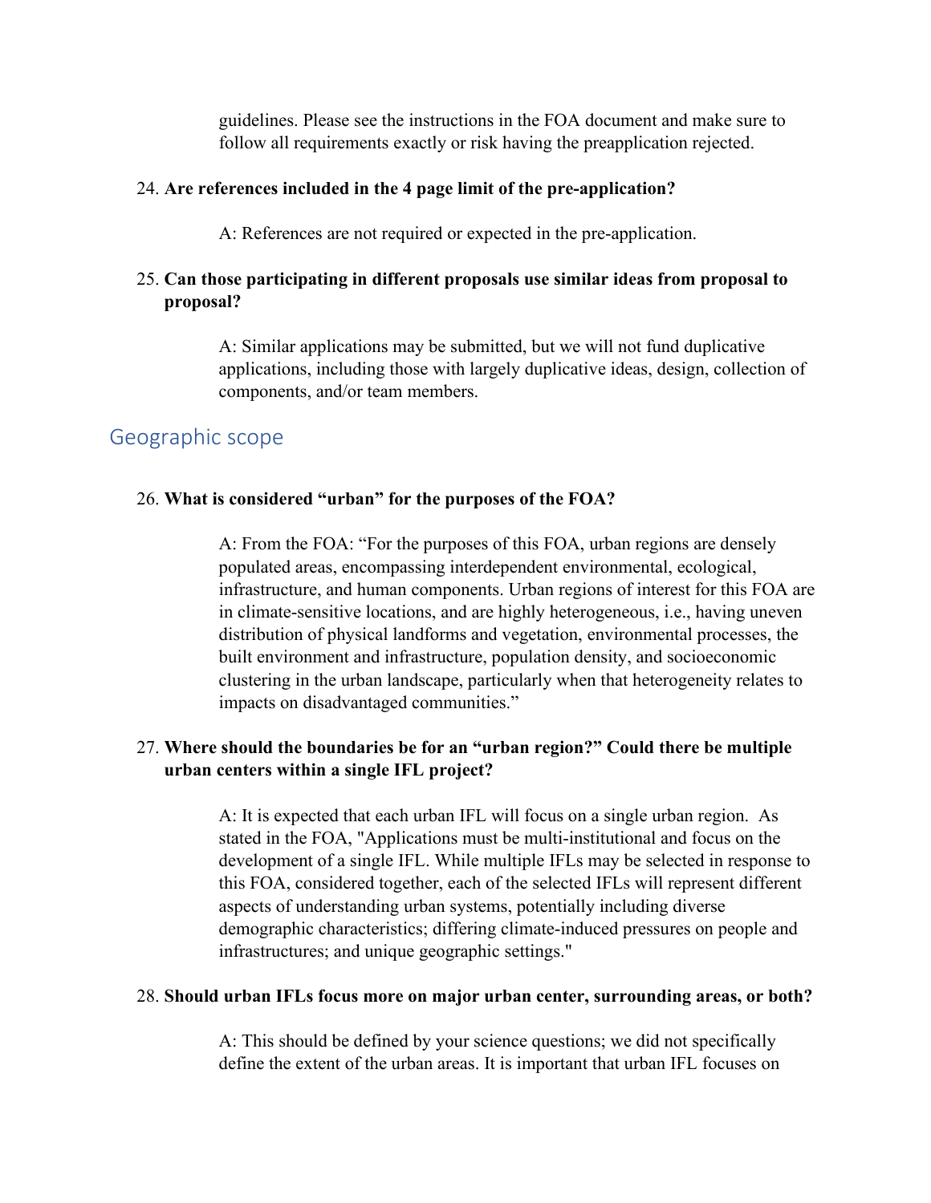guidelines. Please see the instructions in the FOA document and make sure to follow all requirements exactly or risk having the preapplication rejected.

24. **Are references included in the 4 page limit of the pre-application?**

    A: References are not required or expected in the pre-application.

25. **Can those participating in different proposals use similar ideas from proposal to proposal?**

    A: Similar applications may be submitted, but we will not fund duplicative applications, including those with largely duplicative ideas, design, collection of components, and/or team members.

## Geographic scope

26. **What is considered "urban" for the purposes of the FOA?**

    A: From the FOA: "For the purposes of this FOA, urban regions are densely populated areas, encompassing interdependent environmental, ecological, infrastructure, and human components. Urban regions of interest for this FOA are in climate-sensitive locations, and are highly heterogeneous, i.e., having uneven distribution of physical landforms and vegetation, environmental processes, the built environment and infrastructure, population density, and socioeconomic clustering in the urban landscape, particularly when that heterogeneity relates to impacts on disadvantaged communities."

27. **Where should the boundaries be for an "urban region?" Could there be multiple urban centers within a single IFL project?**

    A: It is expected that each urban IFL will focus on a single urban region. As stated in the FOA, "Applications must be multi-institutional and focus on the development of a single IFL. While multiple IFLs may be selected in response to this FOA, considered together, each of the selected IFLs will represent different aspects of understanding urban systems, potentially including diverse demographic characteristics; differing climate-induced pressures on people and infrastructures; and unique geographic settings."

28. **Should urban IFLs focus more on major urban center, surrounding areas, or both?**

    A: This should be defined by your science questions; we did not specifically define the extent of the urban areas. It is important that urban IFL focuses on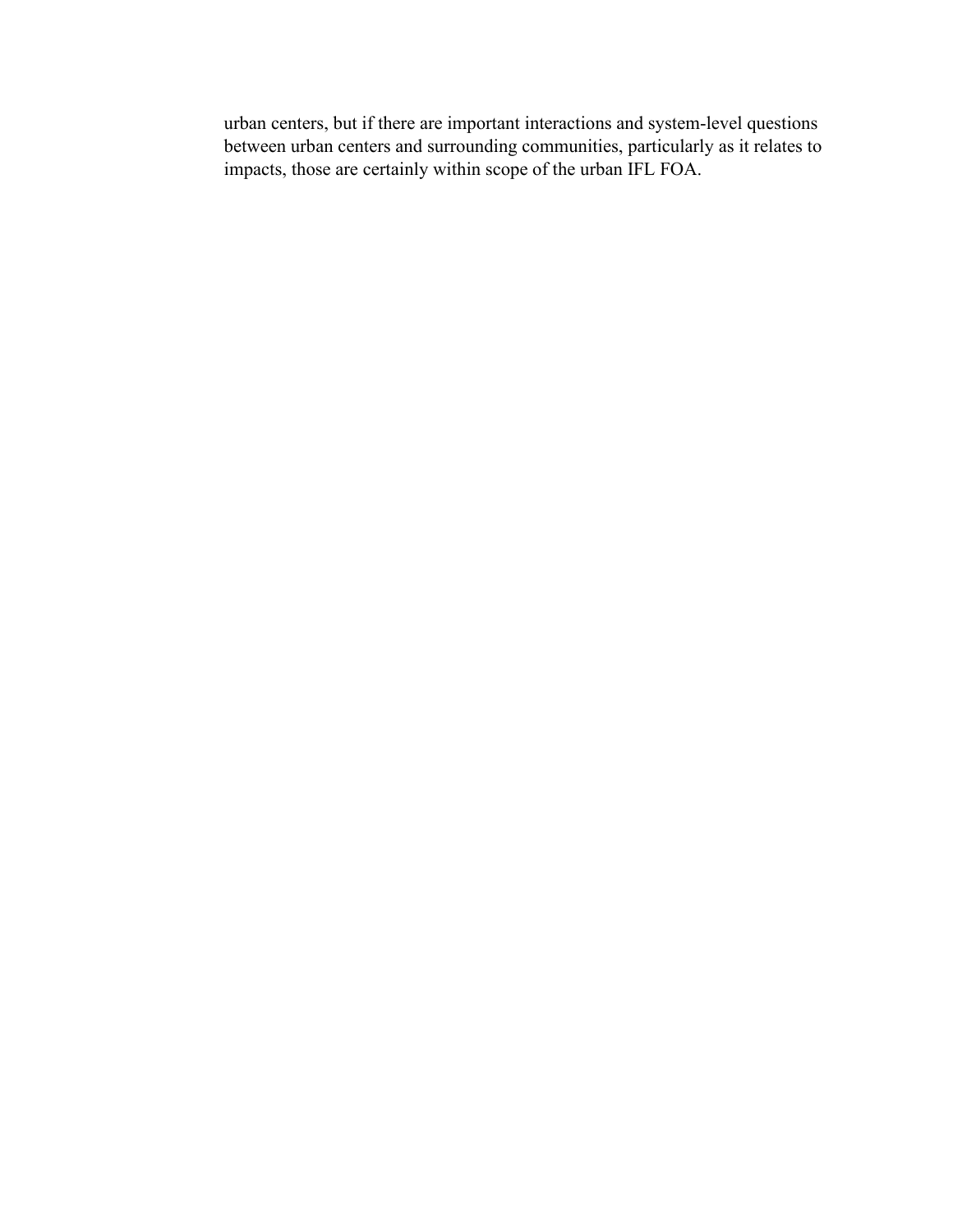urban centers, but if there are important interactions and system-level questions between urban centers and surrounding communities, particularly as it relates to impacts, those are certainly within scope of the urban IFL FOA.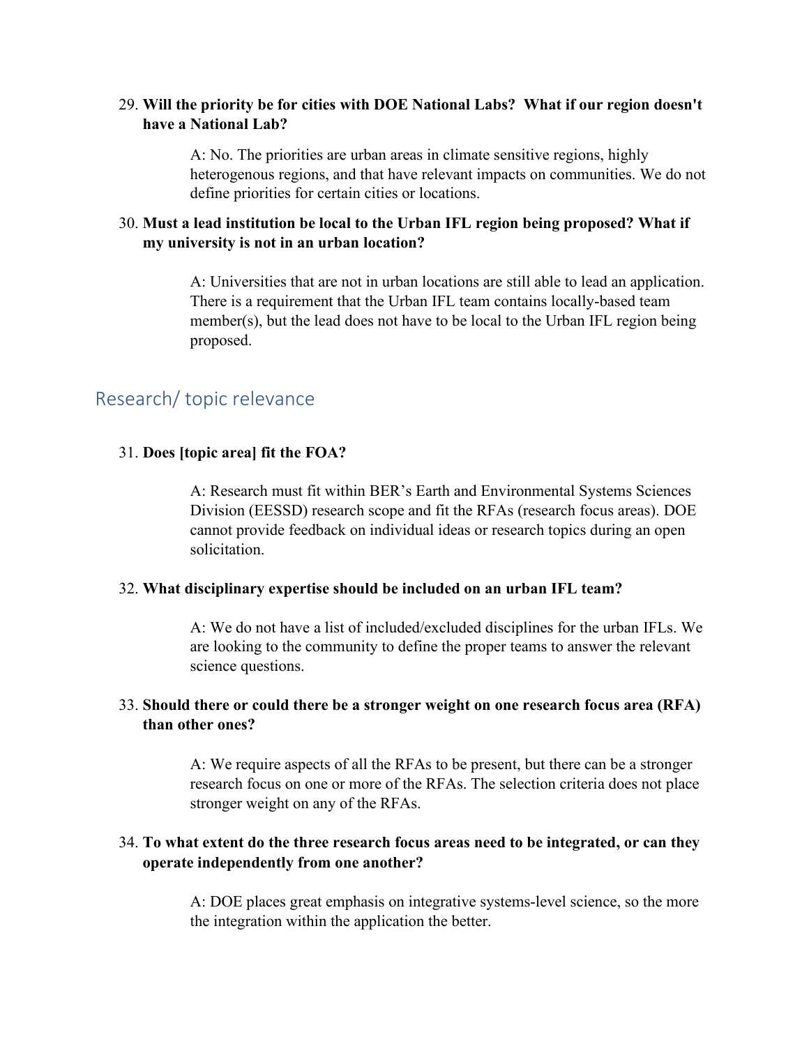29. **Will the priority be for cities with DOE National Labs? What if our region doesn't have a National Lab?**

    A: No. The priorities are urban areas in climate sensitive regions, highly heterogenous regions, and that have relevant impacts on communities. We do not define priorities for certain cities or locations.

30. **Must a lead institution be local to the Urban IFL region being proposed? What if my university is not in an urban location?**

    A: Universities that are not in urban locations are still able to lead an application. There is a requirement that the Urban IFL team contains locally-based team member(s), but the lead does not have to be local to the Urban IFL region being proposed.

## Research/ topic relevance

31. **Does [topic area] fit the FOA?**

    A: Research must fit within BER's Earth and Environmental Systems Sciences Division (EESSD) research scope and fit the RFAs (research focus areas). DOE cannot provide feedback on individual ideas or research topics during an open solicitation.

32. **What disciplinary expertise should be included on an urban IFL team?**

    A: We do not have a list of included/excluded disciplines for the urban IFLs. We are looking to the community to define the proper teams to answer the relevant science questions.

33. **Should there or could there be a stronger weight on one research focus area (RFA) than other ones?**

    A: We require aspects of all the RFAs to be present, but there can be a stronger research focus on one or more of the RFAs. The selection criteria does not place stronger weight on any of the RFAs.

34. **To what extent do the three research focus areas need to be integrated, or can they operate independently from one another?**

    A: DOE places great emphasis on integrative systems-level science, so the more the integration within the application the better.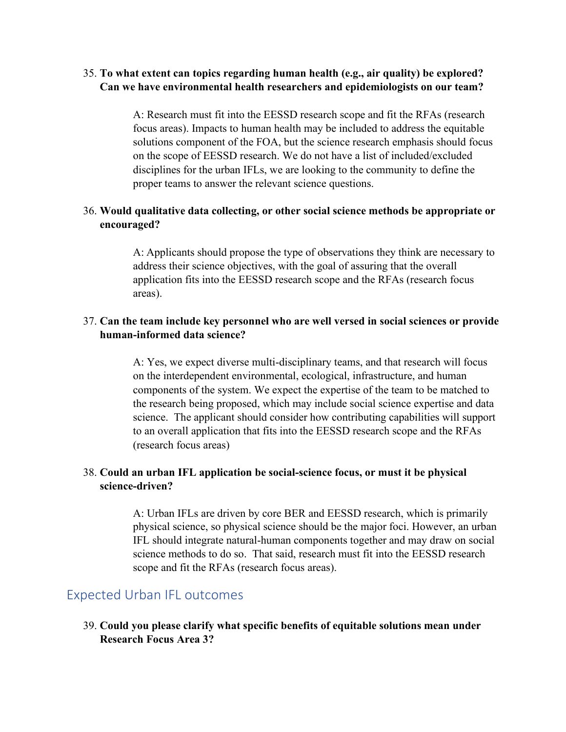35. **To what extent can topics regarding human health (e.g., air quality) be explored? Can we have environmental health researchers and epidemiologists on our team?**

    A: Research must fit into the EESSD research scope and fit the RFAs (research focus areas). Impacts to human health may be included to address the equitable solutions component of the FOA, but the science research emphasis should focus on the scope of EESSD research. We do not have a list of included/excluded disciplines for the urban IFLs, we are looking to the community to define the proper teams to answer the relevant science questions.

36. **Would qualitative data collecting, or other social science methods be appropriate or encouraged?**

    A: Applicants should propose the type of observations they think are necessary to address their science objectives, with the goal of assuring that the overall application fits into the EESSD research scope and the RFAs (research focus areas).

37. **Can the team include key personnel who are well versed in social sciences or provide human-informed data science?**

    A: Yes, we expect diverse multi-disciplinary teams, and that research will focus on the interdependent environmental, ecological, infrastructure, and human components of the system. We expect the expertise of the team to be matched to the research being proposed, which may include social science expertise and data science. The applicant should consider how contributing capabilities will support to an overall application that fits into the EESSD research scope and the RFAs (research focus areas)

38. **Could an urban IFL application be social-science focus, or must it be physical science-driven?**

    A: Urban IFLs are driven by core BER and EESSD research, which is primarily physical science, so physical science should be the major foci. However, an urban IFL should integrate natural-human components together and may draw on social science methods to do so. That said, research must fit into the EESSD research scope and fit the RFAs (research focus areas).

## Expected Urban IFL outcomes

39. **Could you please clarify what specific benefits of equitable solutions mean under Research Focus Area 3?**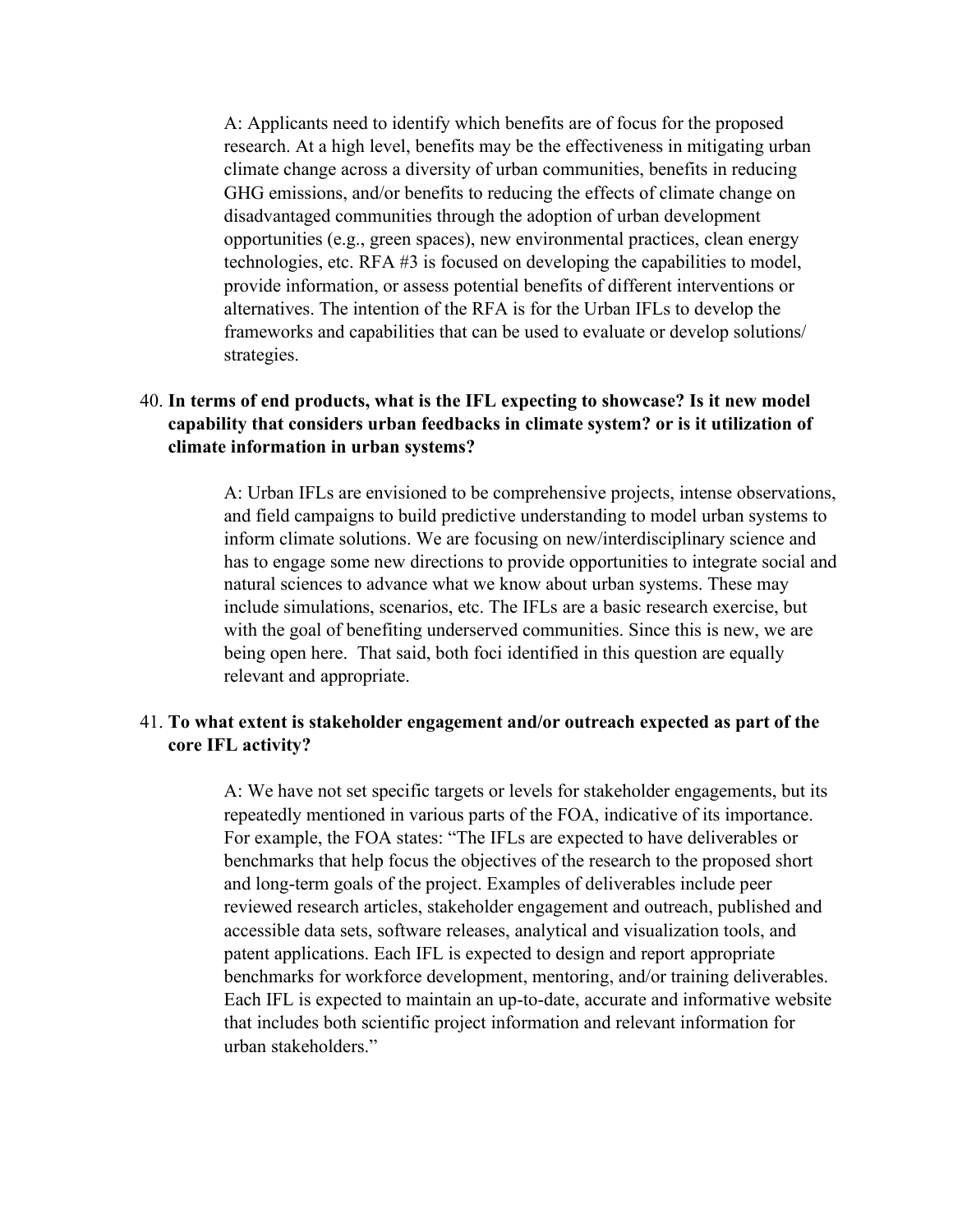A: Applicants need to identify which benefits are of focus for the proposed research. At a high level, benefits may be the effectiveness in mitigating urban climate change across a diversity of urban communities, benefits in reducing GHG emissions, and/or benefits to reducing the effects of climate change on disadvantaged communities through the adoption of urban development opportunities (e.g., green spaces), new environmental practices, clean energy technologies, etc. RFA #3 is focused on developing the capabilities to model, provide information, or assess potential benefits of different interventions or alternatives. The intention of the RFA is for the Urban IFLs to develop the frameworks and capabilities that can be used to evaluate or develop solutions/ strategies.

40. **In terms of end products, what is the IFL expecting to showcase? Is it new model capability that considers urban feedbacks in climate system? or is it utilization of climate information in urban systems?**

    A: Urban IFLs are envisioned to be comprehensive projects, intense observations, and field campaigns to build predictive understanding to model urban systems to inform climate solutions. We are focusing on new/interdisciplinary science and has to engage some new directions to provide opportunities to integrate social and natural sciences to advance what we know about urban systems. These may include simulations, scenarios, etc. The IFLs are a basic research exercise, but with the goal of benefiting underserved communities. Since this is new, we are being open here. That said, both foci identified in this question are equally relevant and appropriate.

41. **To what extent is stakeholder engagement and/or outreach expected as part of the core IFL activity?**

    A: We have not set specific targets or levels for stakeholder engagements, but its repeatedly mentioned in various parts of the FOA, indicative of its importance. For example, the FOA states: "The IFLs are expected to have deliverables or benchmarks that help focus the objectives of the research to the proposed short and long-term goals of the project. Examples of deliverables include peer reviewed research articles, stakeholder engagement and outreach, published and accessible data sets, software releases, analytical and visualization tools, and patent applications. Each IFL is expected to design and report appropriate benchmarks for workforce development, mentoring, and/or training deliverables. Each IFL is expected to maintain an up-to-date, accurate and informative website that includes both scientific project information and relevant information for urban stakeholders."